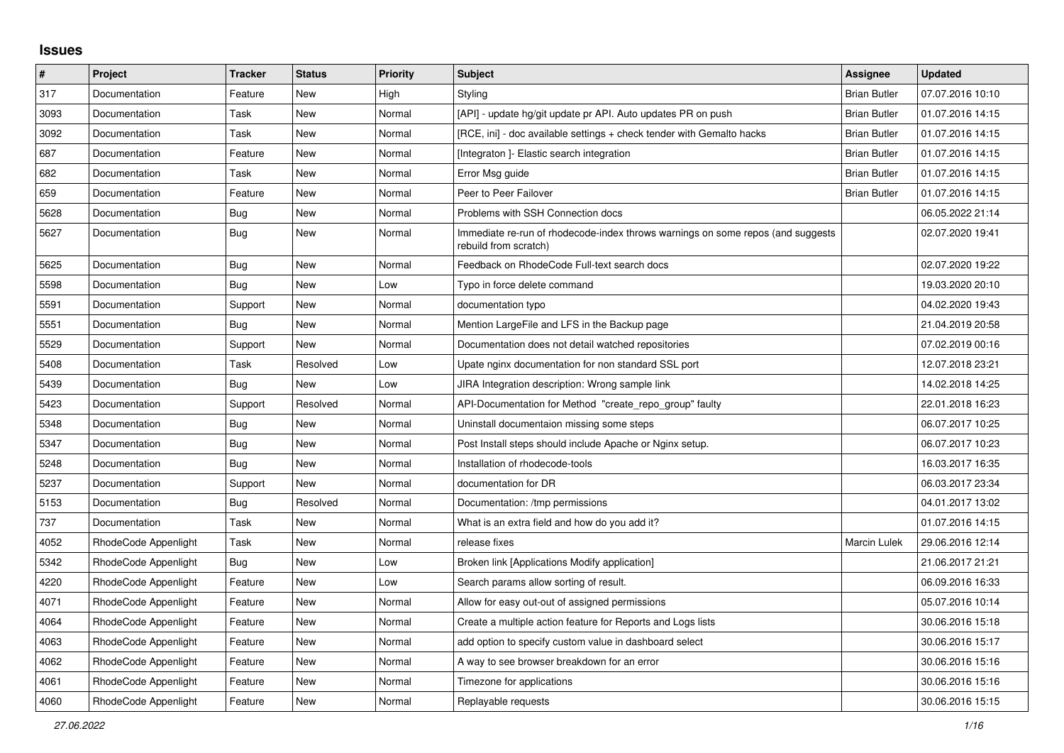## Issues

| # | Project | Tracker | Status | Priority | Subject | Assignee | Updated |
|---|---|---|---|---|---|---|---|
| 317 | Documentation | Feature | New | High | Styling | Brian Butler | 07.07.2016 10:10 |
| 3093 | Documentation | Task | New | Normal | [API] - update hg/git update pr API. Auto updates PR on push | Brian Butler | 01.07.2016 14:15 |
| 3092 | Documentation | Task | New | Normal | [RCE, ini] - doc available settings + check tender with Gemalto hacks | Brian Butler | 01.07.2016 14:15 |
| 687 | Documentation | Feature | New | Normal | [Integraton ]- Elastic search integration | Brian Butler | 01.07.2016 14:15 |
| 682 | Documentation | Task | New | Normal | Error Msg guide | Brian Butler | 01.07.2016 14:15 |
| 659 | Documentation | Feature | New | Normal | Peer to Peer Failover | Brian Butler | 01.07.2016 14:15 |
| 5628 | Documentation | Bug | New | Normal | Problems with SSH Connection docs | | 06.05.2022 21:14 |
| 5627 | Documentation | Bug | New | Normal | Immediate re-run of rhodecode-index throws warnings on some repos (and suggests rebuild from scratch) | | 02.07.2020 19:41 |
| 5625 | Documentation | Bug | New | Normal | Feedback on RhodeCode Full-text search docs | | 02.07.2020 19:22 |
| 5598 | Documentation | Bug | New | Low | Typo in force delete command | | 19.03.2020 20:10 |
| 5591 | Documentation | Support | New | Normal | documentation typo | | 04.02.2020 19:43 |
| 5551 | Documentation | Bug | New | Normal | Mention LargeFile and LFS in the Backup page | | 21.04.2019 20:58 |
| 5529 | Documentation | Support | New | Normal | Documentation does not detail watched repositories | | 07.02.2019 00:16 |
| 5408 | Documentation | Task | Resolved | Low | Upate nginx documentation for non standard SSL port | | 12.07.2018 23:21 |
| 5439 | Documentation | Bug | New | Low | JIRA Integration description: Wrong sample link | | 14.02.2018 14:25 |
| 5423 | Documentation | Support | Resolved | Normal | API-Documentation for Method "create_repo_group" faulty | | 22.01.2018 16:23 |
| 5348 | Documentation | Bug | New | Normal | Uninstall documentaion missing some steps | | 06.07.2017 10:25 |
| 5347 | Documentation | Bug | New | Normal | Post Install steps should include Apache or Nginx setup. | | 06.07.2017 10:23 |
| 5248 | Documentation | Bug | New | Normal | Installation of rhodecode-tools | | 16.03.2017 16:35 |
| 5237 | Documentation | Support | New | Normal | documentation for DR | | 06.03.2017 23:34 |
| 5153 | Documentation | Bug | Resolved | Normal | Documentation: /tmp permissions | | 04.01.2017 13:02 |
| 737 | Documentation | Task | New | Normal | What is an extra field and how do you add it? | | 01.07.2016 14:15 |
| 4052 | RhodeCode Appenlight | Task | New | Normal | release fixes | Marcin Lulek | 29.06.2016 12:14 |
| 5342 | RhodeCode Appenlight | Bug | New | Low | Broken link [Applications Modify application] | | 21.06.2017 21:21 |
| 4220 | RhodeCode Appenlight | Feature | New | Low | Search params allow sorting of result. | | 06.09.2016 16:33 |
| 4071 | RhodeCode Appenlight | Feature | New | Normal | Allow for easy out-out of assigned permissions | | 05.07.2016 10:14 |
| 4064 | RhodeCode Appenlight | Feature | New | Normal | Create a multiple action feature for Reports and Logs lists | | 30.06.2016 15:18 |
| 4063 | RhodeCode Appenlight | Feature | New | Normal | add option to specify custom value in dashboard select | | 30.06.2016 15:17 |
| 4062 | RhodeCode Appenlight | Feature | New | Normal | A way to see browser breakdown for an error | | 30.06.2016 15:16 |
| 4061 | RhodeCode Appenlight | Feature | New | Normal | Timezone for applications | | 30.06.2016 15:16 |
| 4060 | RhodeCode Appenlight | Feature | New | Normal | Replayable requests | | 30.06.2016 15:15 |

*27.06.2022*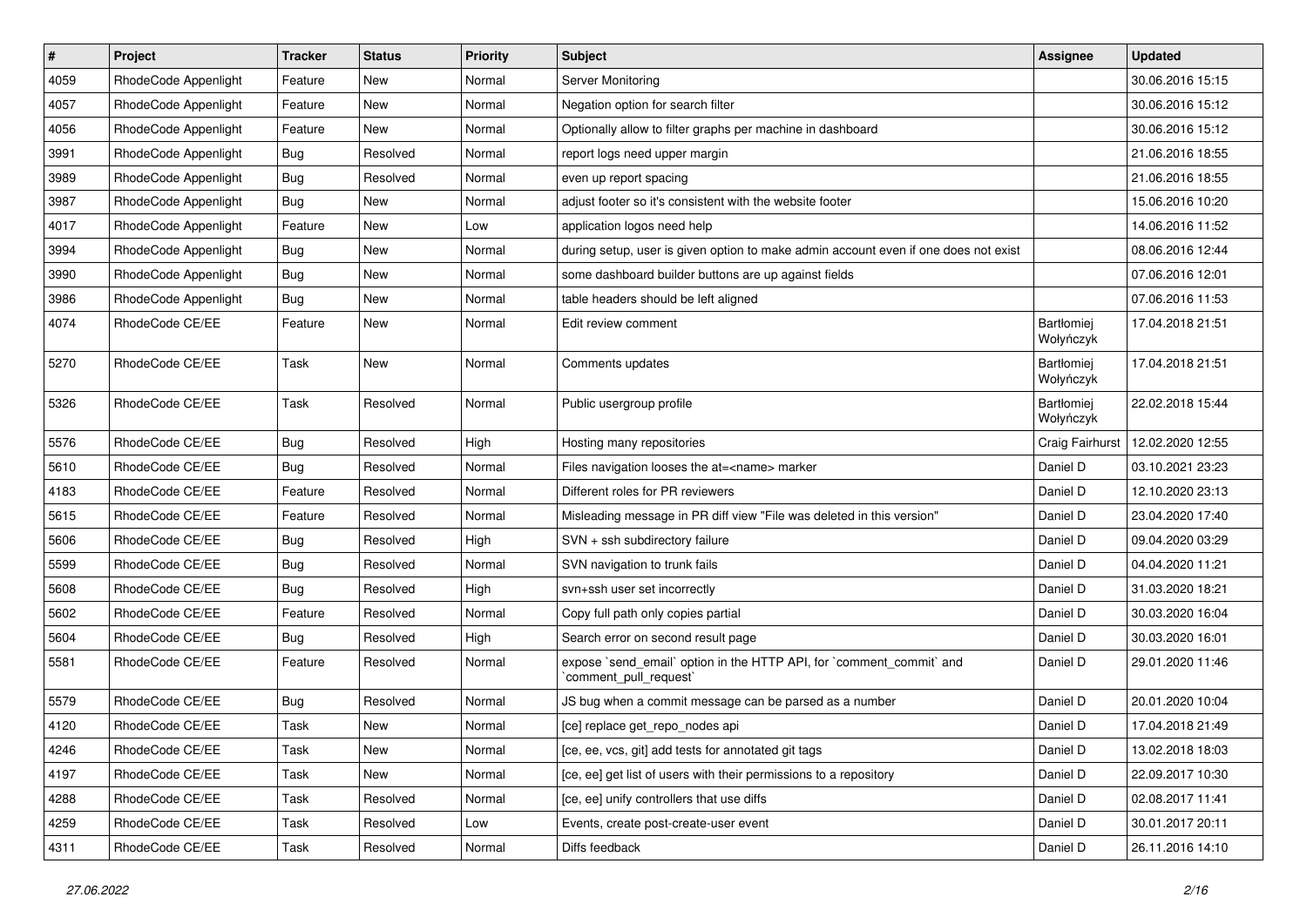| # | Project | Tracker | Status | Priority | Subject | Assignee | Updated |
|---|---|---|---|---|---|---|---|
| 4059 | RhodeCode Appenlight | Feature | New | Normal | Server Monitoring | | 30.06.2016 15:15 |
| 4057 | RhodeCode Appenlight | Feature | New | Normal | Negation option for search filter | | 30.06.2016 15:12 |
| 4056 | RhodeCode Appenlight | Feature | New | Normal | Optionally allow to filter graphs per machine in dashboard | | 30.06.2016 15:12 |
| 3991 | RhodeCode Appenlight | Bug | Resolved | Normal | report logs need upper margin | | 21.06.2016 18:55 |
| 3989 | RhodeCode Appenlight | Bug | Resolved | Normal | even up report spacing | | 21.06.2016 18:55 |
| 3987 | RhodeCode Appenlight | Bug | New | Normal | adjust footer so it's consistent with the website footer | | 15.06.2016 10:20 |
| 4017 | RhodeCode Appenlight | Feature | New | Low | application logos need help | | 14.06.2016 11:52 |
| 3994 | RhodeCode Appenlight | Bug | New | Normal | during setup, user is given option to make admin account even if one does not exist | | 08.06.2016 12:44 |
| 3990 | RhodeCode Appenlight | Bug | New | Normal | some dashboard builder buttons are up against fields | | 07.06.2016 12:01 |
| 3986 | RhodeCode Appenlight | Bug | New | Normal | table headers should be left aligned | | 07.06.2016 11:53 |
| 4074 | RhodeCode CE/EE | Feature | New | Normal | Edit review comment | Bartłomiej Wołyńczyk | 17.04.2018 21:51 |
| 5270 | RhodeCode CE/EE | Task | New | Normal | Comments updates | Bartłomiej Wołyńczyk | 17.04.2018 21:51 |
| 5326 | RhodeCode CE/EE | Task | Resolved | Normal | Public usergroup profile | Bartłomiej Wołyńczyk | 22.02.2018 15:44 |
| 5576 | RhodeCode CE/EE | Bug | Resolved | High | Hosting many repositories | Craig Fairhurst | 12.02.2020 12:55 |
| 5610 | RhodeCode CE/EE | Bug | Resolved | Normal | Files navigation looses the at=<name> marker | Daniel D | 03.10.2021 23:23 |
| 4183 | RhodeCode CE/EE | Feature | Resolved | Normal | Different roles for PR reviewers | Daniel D | 12.10.2020 23:13 |
| 5615 | RhodeCode CE/EE | Feature | Resolved | Normal | Misleading message in PR diff view "File was deleted in this version" | Daniel D | 23.04.2020 17:40 |
| 5606 | RhodeCode CE/EE | Bug | Resolved | High | SVN + ssh subdirectory failure | Daniel D | 09.04.2020 03:29 |
| 5599 | RhodeCode CE/EE | Bug | Resolved | Normal | SVN navigation to trunk fails | Daniel D | 04.04.2020 11:21 |
| 5608 | RhodeCode CE/EE | Bug | Resolved | High | svn+ssh user set incorrectly | Daniel D | 31.03.2020 18:21 |
| 5602 | RhodeCode CE/EE | Feature | Resolved | Normal | Copy full path only copies partial | Daniel D | 30.03.2020 16:04 |
| 5604 | RhodeCode CE/EE | Bug | Resolved | High | Search error on second result page | Daniel D | 30.03.2020 16:01 |
| 5581 | RhodeCode CE/EE | Feature | Resolved | Normal | expose `send_email` option in the HTTP API, for `comment_commit` and `comment_pull_request` | Daniel D | 29.01.2020 11:46 |
| 5579 | RhodeCode CE/EE | Bug | Resolved | Normal | JS bug when a commit message can be parsed as a number | Daniel D | 20.01.2020 10:04 |
| 4120 | RhodeCode CE/EE | Task | New | Normal | [ce] replace get_repo_nodes api | Daniel D | 17.04.2018 21:49 |
| 4246 | RhodeCode CE/EE | Task | New | Normal | [ce, ee, vcs, git] add tests for annotated git tags | Daniel D | 13.02.2018 18:03 |
| 4197 | RhodeCode CE/EE | Task | New | Normal | [ce, ee] get list of users with their permissions to a repository | Daniel D | 22.09.2017 10:30 |
| 4288 | RhodeCode CE/EE | Task | Resolved | Normal | [ce, ee] unify controllers that use diffs | Daniel D | 02.08.2017 11:41 |
| 4259 | RhodeCode CE/EE | Task | Resolved | Low | Events, create post-create-user event | Daniel D | 30.01.2017 20:11 |
| 4311 | RhodeCode CE/EE | Task | Resolved | Normal | Diffs feedback | Daniel D | 26.11.2016 14:10 |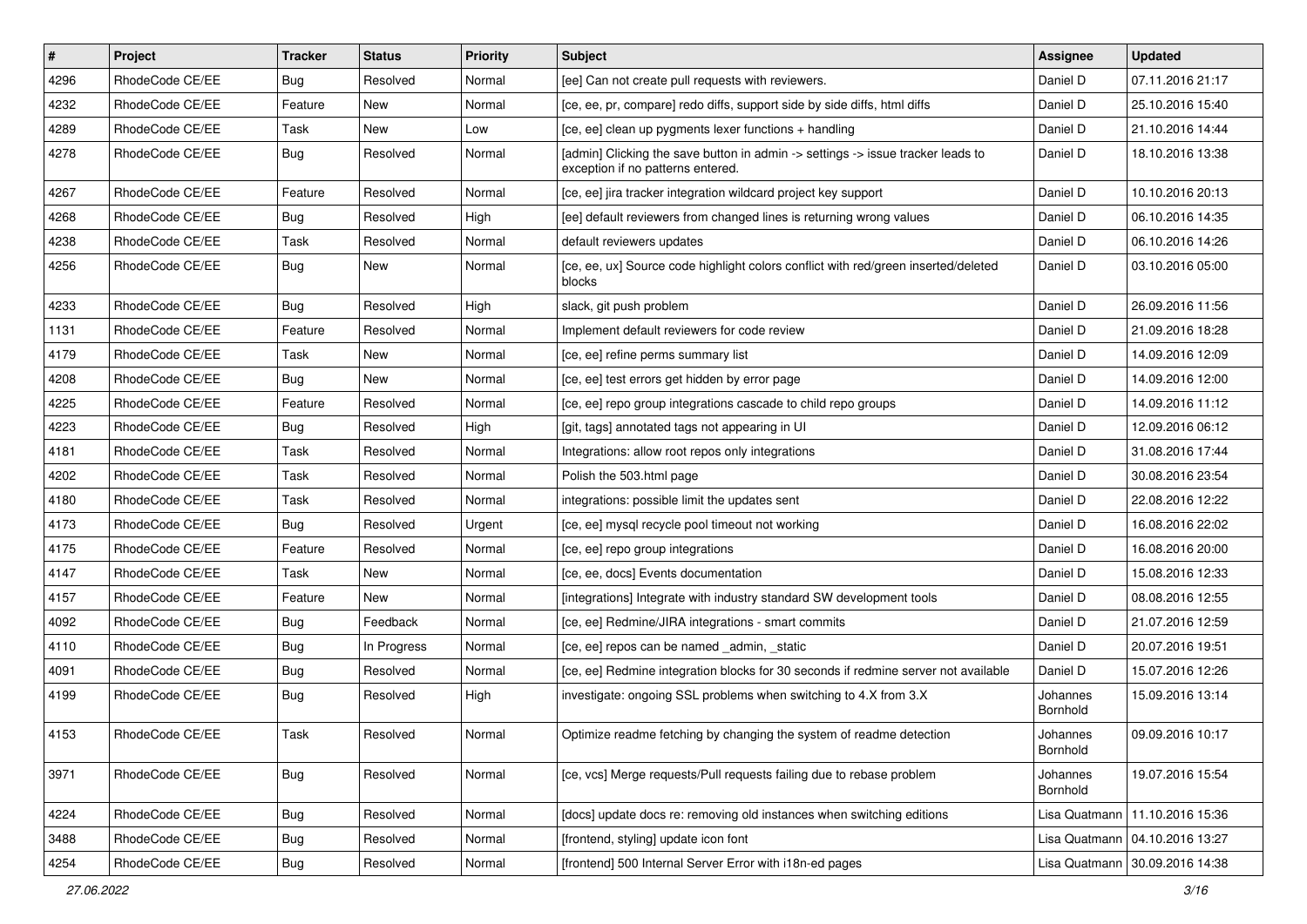| # | Project | Tracker | Status | Priority | Subject | Assignee | Updated |
|---|---|---|---|---|---|---|---|
| 4296 | RhodeCode CE/EE | Bug | Resolved | Normal | [ee] Can not create pull requests with reviewers. | Daniel D | 07.11.2016 21:17 |
| 4232 | RhodeCode CE/EE | Feature | New | Normal | [ce, ee, pr, compare] redo diffs, support side by side diffs, html diffs | Daniel D | 25.10.2016 15:40 |
| 4289 | RhodeCode CE/EE | Task | New | Low | [ce, ee] clean up pygments lexer functions + handling | Daniel D | 21.10.2016 14:44 |
| 4278 | RhodeCode CE/EE | Bug | Resolved | Normal | [admin] Clicking the save button in admin -> settings -> issue tracker leads to exception if no patterns entered. | Daniel D | 18.10.2016 13:38 |
| 4267 | RhodeCode CE/EE | Feature | Resolved | Normal | [ce, ee] jira tracker integration wildcard project key support | Daniel D | 10.10.2016 20:13 |
| 4268 | RhodeCode CE/EE | Bug | Resolved | High | [ee] default reviewers from changed lines is returning wrong values | Daniel D | 06.10.2016 14:35 |
| 4238 | RhodeCode CE/EE | Task | Resolved | Normal | default reviewers updates | Daniel D | 06.10.2016 14:26 |
| 4256 | RhodeCode CE/EE | Bug | New | Normal | [ce, ee, ux] Source code highlight colors conflict with red/green inserted/deleted blocks | Daniel D | 03.10.2016 05:00 |
| 4233 | RhodeCode CE/EE | Bug | Resolved | High | slack, git push problem | Daniel D | 26.09.2016 11:56 |
| 1131 | RhodeCode CE/EE | Feature | Resolved | Normal | Implement default reviewers for code review | Daniel D | 21.09.2016 18:28 |
| 4179 | RhodeCode CE/EE | Task | New | Normal | [ce, ee] refine perms summary list | Daniel D | 14.09.2016 12:09 |
| 4208 | RhodeCode CE/EE | Bug | New | Normal | [ce, ee] test errors get hidden by error page | Daniel D | 14.09.2016 12:00 |
| 4225 | RhodeCode CE/EE | Feature | Resolved | Normal | [ce, ee] repo group integrations cascade to child repo groups | Daniel D | 14.09.2016 11:12 |
| 4223 | RhodeCode CE/EE | Bug | Resolved | High | [git, tags] annotated tags not appearing in UI | Daniel D | 12.09.2016 06:12 |
| 4181 | RhodeCode CE/EE | Task | Resolved | Normal | Integrations: allow root repos only integrations | Daniel D | 31.08.2016 17:44 |
| 4202 | RhodeCode CE/EE | Task | Resolved | Normal | Polish the 503.html page | Daniel D | 30.08.2016 23:54 |
| 4180 | RhodeCode CE/EE | Task | Resolved | Normal | integrations: possible limit the updates sent | Daniel D | 22.08.2016 12:22 |
| 4173 | RhodeCode CE/EE | Bug | Resolved | Urgent | [ce, ee] mysql recycle pool timeout not working | Daniel D | 16.08.2016 22:02 |
| 4175 | RhodeCode CE/EE | Feature | Resolved | Normal | [ce, ee] repo group integrations | Daniel D | 16.08.2016 20:00 |
| 4147 | RhodeCode CE/EE | Task | New | Normal | [ce, ee, docs] Events documentation | Daniel D | 15.08.2016 12:33 |
| 4157 | RhodeCode CE/EE | Feature | New | Normal | [integrations] Integrate with industry standard SW development tools | Daniel D | 08.08.2016 12:55 |
| 4092 | RhodeCode CE/EE | Bug | Feedback | Normal | [ce, ee] Redmine/JIRA integrations - smart commits | Daniel D | 21.07.2016 12:59 |
| 4110 | RhodeCode CE/EE | Bug | In Progress | Normal | [ce, ee] repos can be named _admin, _static | Daniel D | 20.07.2016 19:51 |
| 4091 | RhodeCode CE/EE | Bug | Resolved | Normal | [ce, ee] Redmine integration blocks for 30 seconds if redmine server not available | Daniel D | 15.07.2016 12:26 |
| 4199 | RhodeCode CE/EE | Bug | Resolved | High | investigate: ongoing SSL problems when switching to 4.X from 3.X | Johannes Bornhold | 15.09.2016 13:14 |
| 4153 | RhodeCode CE/EE | Task | Resolved | Normal | Optimize readme fetching by changing the system of readme detection | Johannes Bornhold | 09.09.2016 10:17 |
| 3971 | RhodeCode CE/EE | Bug | Resolved | Normal | [ce, vcs] Merge requests/Pull requests failing due to rebase problem | Johannes Bornhold | 19.07.2016 15:54 |
| 4224 | RhodeCode CE/EE | Bug | Resolved | Normal | [docs] update docs re: removing old instances when switching editions | Lisa Quatmann | 11.10.2016 15:36 |
| 3488 | RhodeCode CE/EE | Bug | Resolved | Normal | [frontend, styling] update icon font | Lisa Quatmann | 04.10.2016 13:27 |
| 4254 | RhodeCode CE/EE | Bug | Resolved | Normal | [frontend] 500 Internal Server Error with i18n-ed pages | Lisa Quatmann | 30.09.2016 14:38 |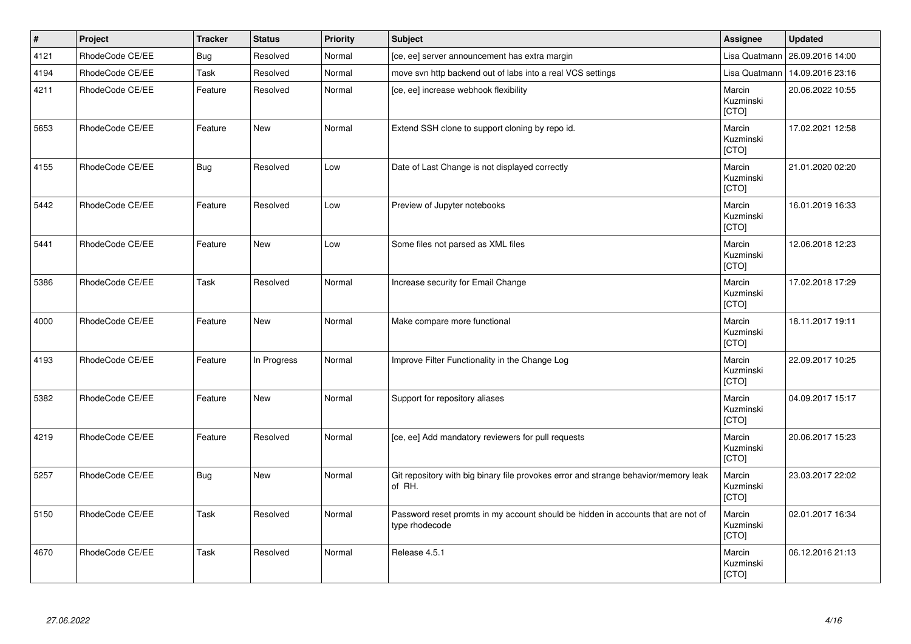| # | Project | Tracker | Status | Priority | Subject | Assignee | Updated |
|---|---|---|---|---|---|---|---|
| 4121 | RhodeCode CE/EE | Bug | Resolved | Normal | [ce, ee] server announcement has extra margin | Lisa Quatmann | 26.09.2016 14:00 |
| 4194 | RhodeCode CE/EE | Task | Resolved | Normal | move svn http backend out of labs into a real VCS settings | Lisa Quatmann | 14.09.2016 23:16 |
| 4211 | RhodeCode CE/EE | Feature | Resolved | Normal | [ce, ee] increase webhook flexibility | Marcin Kuzminski [CTO] | 20.06.2022 10:55 |
| 5653 | RhodeCode CE/EE | Feature | New | Normal | Extend SSH clone to support cloning by repo id. | Marcin Kuzminski [CTO] | 17.02.2021 12:58 |
| 4155 | RhodeCode CE/EE | Bug | Resolved | Low | Date of Last Change is not displayed correctly | Marcin Kuzminski [CTO] | 21.01.2020 02:20 |
| 5442 | RhodeCode CE/EE | Feature | Resolved | Low | Preview of Jupyter notebooks | Marcin Kuzminski [CTO] | 16.01.2019 16:33 |
| 5441 | RhodeCode CE/EE | Feature | New | Low | Some files not parsed as XML files | Marcin Kuzminski [CTO] | 12.06.2018 12:23 |
| 5386 | RhodeCode CE/EE | Task | Resolved | Normal | Increase security for Email Change | Marcin Kuzminski [CTO] | 17.02.2018 17:29 |
| 4000 | RhodeCode CE/EE | Feature | New | Normal | Make compare more functional | Marcin Kuzminski [CTO] | 18.11.2017 19:11 |
| 4193 | RhodeCode CE/EE | Feature | In Progress | Normal | Improve Filter Functionality in the Change Log | Marcin Kuzminski [CTO] | 22.09.2017 10:25 |
| 5382 | RhodeCode CE/EE | Feature | New | Normal | Support for repository aliases | Marcin Kuzminski [CTO] | 04.09.2017 15:17 |
| 4219 | RhodeCode CE/EE | Feature | Resolved | Normal | [ce, ee] Add mandatory reviewers for pull requests | Marcin Kuzminski [CTO] | 20.06.2017 15:23 |
| 5257 | RhodeCode CE/EE | Bug | New | Normal | Git repository with big binary file provokes error and strange behavior/memory leak of RH. | Marcin Kuzminski [CTO] | 23.03.2017 22:02 |
| 5150 | RhodeCode CE/EE | Task | Resolved | Normal | Password reset promts in my account should be hidden in accounts that are not of type rhodecode | Marcin Kuzminski [CTO] | 02.01.2017 16:34 |
| 4670 | RhodeCode CE/EE | Task | Resolved | Normal | Release 4.5.1 | Marcin Kuzminski [CTO] | 06.12.2016 21:13 |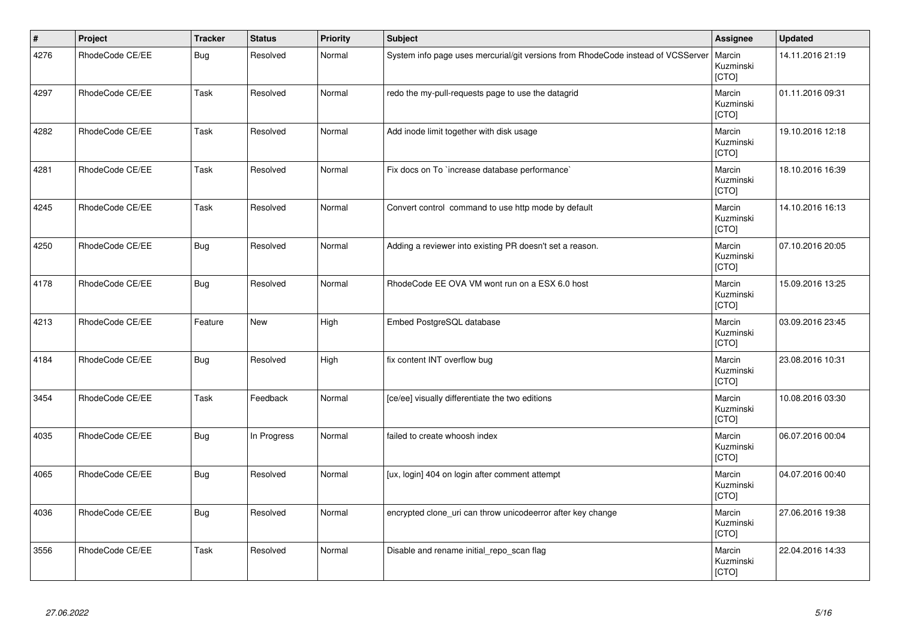| # | Project | Tracker | Status | Priority | Subject | Assignee | Updated |
|---|---|---|---|---|---|---|---|
| 4276 | RhodeCode CE/EE | Bug | Resolved | Normal | System info page uses mercurial/git versions from RhodeCode instead of VCSServer | Marcin Kuzminski [CTO] | 14.11.2016 21:19 |
| 4297 | RhodeCode CE/EE | Task | Resolved | Normal | redo the my-pull-requests page to use the datagrid | Marcin Kuzminski [CTO] | 01.11.2016 09:31 |
| 4282 | RhodeCode CE/EE | Task | Resolved | Normal | Add inode limit together with disk usage | Marcin Kuzminski [CTO] | 19.10.2016 12:18 |
| 4281 | RhodeCode CE/EE | Task | Resolved | Normal | Fix docs on To `increase database performance` | Marcin Kuzminski [CTO] | 18.10.2016 16:39 |
| 4245 | RhodeCode CE/EE | Task | Resolved | Normal | Convert control command to use http mode by default | Marcin Kuzminski [CTO] | 14.10.2016 16:13 |
| 4250 | RhodeCode CE/EE | Bug | Resolved | Normal | Adding a reviewer into existing PR doesn't set a reason. | Marcin Kuzminski [CTO] | 07.10.2016 20:05 |
| 4178 | RhodeCode CE/EE | Bug | Resolved | Normal | RhodeCode EE OVA VM wont run on a ESX 6.0 host | Marcin Kuzminski [CTO] | 15.09.2016 13:25 |
| 4213 | RhodeCode CE/EE | Feature | New | High | Embed PostgreSQL database | Marcin Kuzminski [CTO] | 03.09.2016 23:45 |
| 4184 | RhodeCode CE/EE | Bug | Resolved | High | fix content INT overflow bug | Marcin Kuzminski [CTO] | 23.08.2016 10:31 |
| 3454 | RhodeCode CE/EE | Task | Feedback | Normal | [ce/ee] visually differentiate the two editions | Marcin Kuzminski [CTO] | 10.08.2016 03:30 |
| 4035 | RhodeCode CE/EE | Bug | In Progress | Normal | failed to create whoosh index | Marcin Kuzminski [CTO] | 06.07.2016 00:04 |
| 4065 | RhodeCode CE/EE | Bug | Resolved | Normal | [ux, login] 404 on login after comment attempt | Marcin Kuzminski [CTO] | 04.07.2016 00:40 |
| 4036 | RhodeCode CE/EE | Bug | Resolved | Normal | encrypted clone_uri can throw unicodeerror after key change | Marcin Kuzminski [CTO] | 27.06.2016 19:38 |
| 3556 | RhodeCode CE/EE | Task | Resolved | Normal | Disable and rename initial_repo_scan flag | Marcin Kuzminski [CTO] | 22.04.2016 14:33 |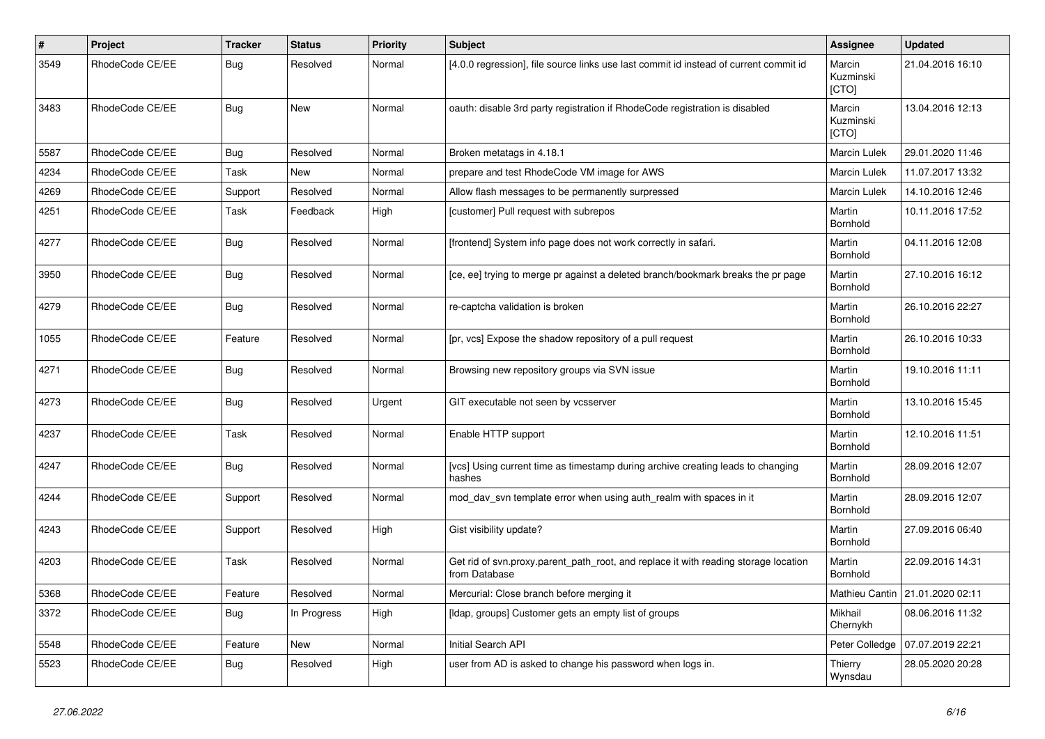| # | Project | Tracker | Status | Priority | Subject | Assignee | Updated |
|---|---|---|---|---|---|---|---|
| 3549 | RhodeCode CE/EE | Bug | Resolved | Normal | [4.0.0 regression], file source links use last commit id instead of current commit id | Marcin Kuzminski [CTO] | 21.04.2016 16:10 |
| 3483 | RhodeCode CE/EE | Bug | New | Normal | oauth: disable 3rd party registration if RhodeCode registration is disabled | Marcin Kuzminski [CTO] | 13.04.2016 12:13 |
| 5587 | RhodeCode CE/EE | Bug | Resolved | Normal | Broken metatags in 4.18.1 | Marcin Lulek | 29.01.2020 11:46 |
| 4234 | RhodeCode CE/EE | Task | New | Normal | prepare and test RhodeCode VM image for AWS | Marcin Lulek | 11.07.2017 13:32 |
| 4269 | RhodeCode CE/EE | Support | Resolved | Normal | Allow flash messages to be permanently surpressed | Marcin Lulek | 14.10.2016 12:46 |
| 4251 | RhodeCode CE/EE | Task | Feedback | High | [customer] Pull request with subrepos | Martin Bornhold | 10.11.2016 17:52 |
| 4277 | RhodeCode CE/EE | Bug | Resolved | Normal | [frontend] System info page does not work correctly in safari. | Martin Bornhold | 04.11.2016 12:08 |
| 3950 | RhodeCode CE/EE | Bug | Resolved | Normal | [ce, ee] trying to merge pr against a deleted branch/bookmark breaks the pr page | Martin Bornhold | 27.10.2016 16:12 |
| 4279 | RhodeCode CE/EE | Bug | Resolved | Normal | re-captcha validation is broken | Martin Bornhold | 26.10.2016 22:27 |
| 1055 | RhodeCode CE/EE | Feature | Resolved | Normal | [pr, vcs] Expose the shadow repository of a pull request | Martin Bornhold | 26.10.2016 10:33 |
| 4271 | RhodeCode CE/EE | Bug | Resolved | Normal | Browsing new repository groups via SVN issue | Martin Bornhold | 19.10.2016 11:11 |
| 4273 | RhodeCode CE/EE | Bug | Resolved | Urgent | GIT executable not seen by vcsserver | Martin Bornhold | 13.10.2016 15:45 |
| 4237 | RhodeCode CE/EE | Task | Resolved | Normal | Enable HTTP support | Martin Bornhold | 12.10.2016 11:51 |
| 4247 | RhodeCode CE/EE | Bug | Resolved | Normal | [vcs] Using current time as timestamp during archive creating leads to changing hashes | Martin Bornhold | 28.09.2016 12:07 |
| 4244 | RhodeCode CE/EE | Support | Resolved | Normal | mod_dav_svn template error when using auth_realm with spaces in it | Martin Bornhold | 28.09.2016 12:07 |
| 4243 | RhodeCode CE/EE | Support | Resolved | High | Gist visibility update? | Martin Bornhold | 27.09.2016 06:40 |
| 4203 | RhodeCode CE/EE | Task | Resolved | Normal | Get rid of svn.proxy.parent_path_root, and replace it with reading storage location from Database | Martin Bornhold | 22.09.2016 14:31 |
| 5368 | RhodeCode CE/EE | Feature | Resolved | Normal | Mercurial: Close branch before merging it | Mathieu Cantin | 21.01.2020 02:11 |
| 3372 | RhodeCode CE/EE | Bug | In Progress | High | [ldap, groups] Customer gets an empty list of groups | Mikhail Chernykh | 08.06.2016 11:32 |
| 5548 | RhodeCode CE/EE | Feature | New | Normal | Initial Search API | Peter Colledge | 07.07.2019 22:21 |
| 5523 | RhodeCode CE/EE | Bug | Resolved | High | user from AD is asked to change his password when logs in. | Thierry Wynsdau | 28.05.2020 20:28 |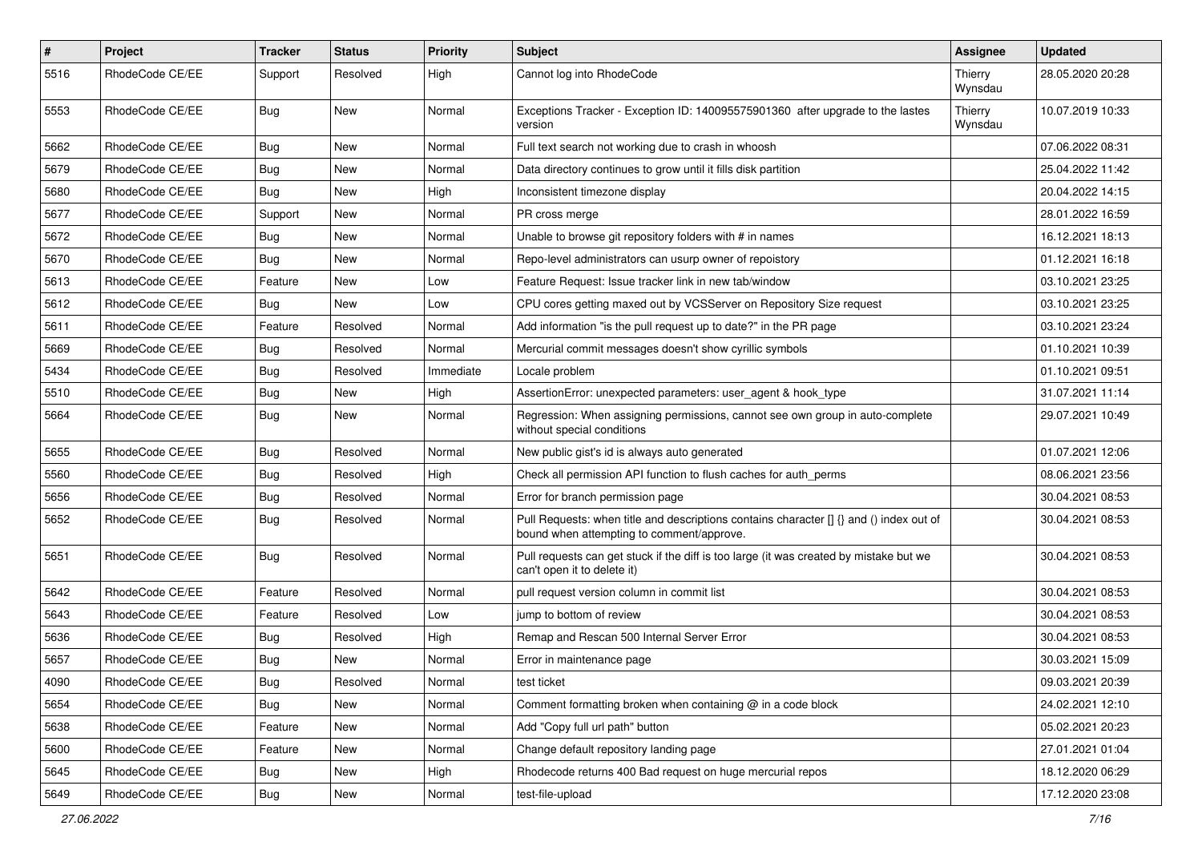| # | Project | Tracker | Status | Priority | Subject | Assignee | Updated |
|---|---|---|---|---|---|---|---|
| 5516 | RhodeCode CE/EE | Support | Resolved | High | Cannot log into RhodeCode | Thierry Wynsdau | 28.05.2020 20:28 |
| 5553 | RhodeCode CE/EE | Bug | New | Normal | Exceptions Tracker - Exception ID: 140095575901360 after upgrade to the lastes version | Thierry Wynsdau | 10.07.2019 10:33 |
| 5662 | RhodeCode CE/EE | Bug | New | Normal | Full text search not working due to crash in whoosh | | 07.06.2022 08:31 |
| 5679 | RhodeCode CE/EE | Bug | New | Normal | Data directory continues to grow until it fills disk partition | | 25.04.2022 11:42 |
| 5680 | RhodeCode CE/EE | Bug | New | High | Inconsistent timezone display | | 20.04.2022 14:15 |
| 5677 | RhodeCode CE/EE | Support | New | Normal | PR cross merge | | 28.01.2022 16:59 |
| 5672 | RhodeCode CE/EE | Bug | New | Normal | Unable to browse git repository folders with # in names | | 16.12.2021 18:13 |
| 5670 | RhodeCode CE/EE | Bug | New | Normal | Repo-level administrators can usurp owner of repoistory | | 01.12.2021 16:18 |
| 5613 | RhodeCode CE/EE | Feature | New | Low | Feature Request: Issue tracker link in new tab/window | | 03.10.2021 23:25 |
| 5612 | RhodeCode CE/EE | Bug | New | Low | CPU cores getting maxed out by VCSServer on Repository Size request | | 03.10.2021 23:25 |
| 5611 | RhodeCode CE/EE | Feature | Resolved | Normal | Add information "is the pull request up to date?" in the PR page | | 03.10.2021 23:24 |
| 5669 | RhodeCode CE/EE | Bug | Resolved | Normal | Mercurial commit messages doesn't show cyrillic symbols | | 01.10.2021 10:39 |
| 5434 | RhodeCode CE/EE | Bug | Resolved | Immediate | Locale problem | | 01.10.2021 09:51 |
| 5510 | RhodeCode CE/EE | Bug | New | High | AssertionError: unexpected parameters: user_agent & hook_type | | 31.07.2021 11:14 |
| 5664 | RhodeCode CE/EE | Bug | New | Normal | Regression: When assigning permissions, cannot see own group in auto-complete without special conditions | | 29.07.2021 10:49 |
| 5655 | RhodeCode CE/EE | Bug | Resolved | Normal | New public gist's id is always auto generated | | 01.07.2021 12:06 |
| 5560 | RhodeCode CE/EE | Bug | Resolved | High | Check all permission API function to flush caches for auth_perms | | 08.06.2021 23:56 |
| 5656 | RhodeCode CE/EE | Bug | Resolved | Normal | Error for branch permission page | | 30.04.2021 08:53 |
| 5652 | RhodeCode CE/EE | Bug | Resolved | Normal | Pull Requests: when title and descriptions contains character [] {} and () index out of bound when attempting to comment/approve. | | 30.04.2021 08:53 |
| 5651 | RhodeCode CE/EE | Bug | Resolved | Normal | Pull requests can get stuck if the diff is too large (it was created by mistake but we can't open it to delete it) | | 30.04.2021 08:53 |
| 5642 | RhodeCode CE/EE | Feature | Resolved | Normal | pull request version column in commit list | | 30.04.2021 08:53 |
| 5643 | RhodeCode CE/EE | Feature | Resolved | Low | jump to bottom of review | | 30.04.2021 08:53 |
| 5636 | RhodeCode CE/EE | Bug | Resolved | High | Remap and Rescan 500 Internal Server Error | | 30.04.2021 08:53 |
| 5657 | RhodeCode CE/EE | Bug | New | Normal | Error in maintenance page | | 30.03.2021 15:09 |
| 4090 | RhodeCode CE/EE | Bug | Resolved | Normal | test ticket | | 09.03.2021 20:39 |
| 5654 | RhodeCode CE/EE | Bug | New | Normal | Comment formatting broken when containing @ in a code block | | 24.02.2021 12:10 |
| 5638 | RhodeCode CE/EE | Feature | New | Normal | Add "Copy full url path" button | | 05.02.2021 20:23 |
| 5600 | RhodeCode CE/EE | Feature | New | Normal | Change default repository landing page | | 27.01.2021 01:04 |
| 5645 | RhodeCode CE/EE | Bug | New | High | Rhodecode returns 400 Bad request on huge mercurial repos | | 18.12.2020 06:29 |
| 5649 | RhodeCode CE/EE | Bug | New | Normal | test-file-upload | | 17.12.2020 23:08 |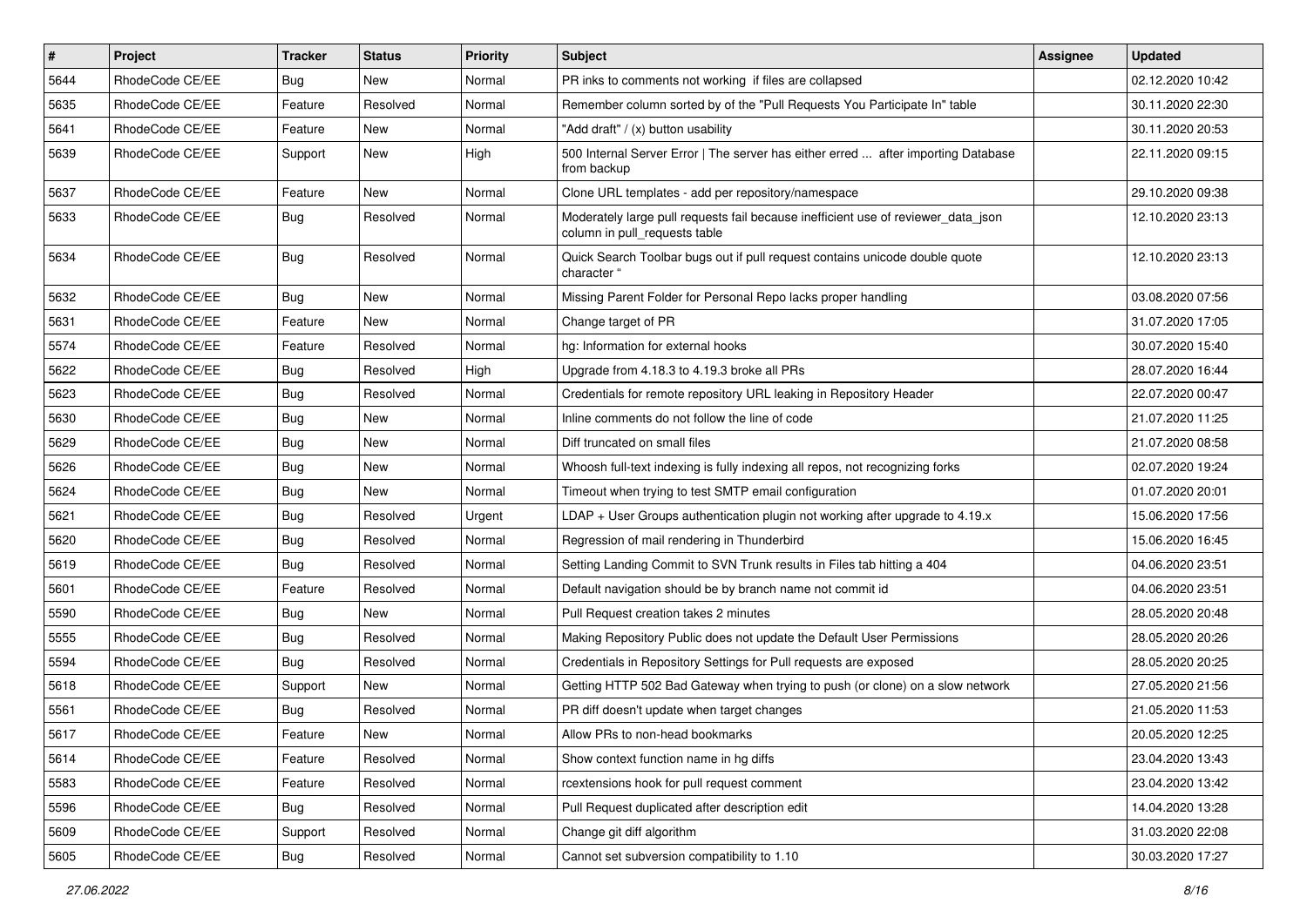| # | Project | Tracker | Status | Priority | Subject | Assignee | Updated |
|---|---|---|---|---|---|---|---|
| 5644 | RhodeCode CE/EE | Bug | New | Normal | PR inks to comments not working if files are collapsed | | 02.12.2020 10:42 |
| 5635 | RhodeCode CE/EE | Feature | Resolved | Normal | Remember column sorted by of the "Pull Requests You Participate In" table | | 30.11.2020 22:30 |
| 5641 | RhodeCode CE/EE | Feature | New | Normal | "Add draft" / (x) button usability | | 30.11.2020 20:53 |
| 5639 | RhodeCode CE/EE | Support | New | High | 500 Internal Server Error \| The server has either erred ... after importing Database from backup | | 22.11.2020 09:15 |
| 5637 | RhodeCode CE/EE | Feature | New | Normal | Clone URL templates - add per repository/namespace | | 29.10.2020 09:38 |
| 5633 | RhodeCode CE/EE | Bug | Resolved | Normal | Moderately large pull requests fail because inefficient use of reviewer_data_json column in pull_requests table | | 12.10.2020 23:13 |
| 5634 | RhodeCode CE/EE | Bug | Resolved | Normal | Quick Search Toolbar bugs out if pull request contains unicode double quote character " | | 12.10.2020 23:13 |
| 5632 | RhodeCode CE/EE | Bug | New | Normal | Missing Parent Folder for Personal Repo lacks proper handling | | 03.08.2020 07:56 |
| 5631 | RhodeCode CE/EE | Feature | New | Normal | Change target of PR | | 31.07.2020 17:05 |
| 5574 | RhodeCode CE/EE | Feature | Resolved | Normal | hg: Information for external hooks | | 30.07.2020 15:40 |
| 5622 | RhodeCode CE/EE | Bug | Resolved | High | Upgrade from 4.18.3 to 4.19.3 broke all PRs | | 28.07.2020 16:44 |
| 5623 | RhodeCode CE/EE | Bug | Resolved | Normal | Credentials for remote repository URL leaking in Repository Header | | 22.07.2020 00:47 |
| 5630 | RhodeCode CE/EE | Bug | New | Normal | Inline comments do not follow the line of code | | 21.07.2020 11:25 |
| 5629 | RhodeCode CE/EE | Bug | New | Normal | Diff truncated on small files | | 21.07.2020 08:58 |
| 5626 | RhodeCode CE/EE | Bug | New | Normal | Whoosh full-text indexing is fully indexing all repos, not recognizing forks | | 02.07.2020 19:24 |
| 5624 | RhodeCode CE/EE | Bug | New | Normal | Timeout when trying to test SMTP email configuration | | 01.07.2020 20:01 |
| 5621 | RhodeCode CE/EE | Bug | Resolved | Urgent | LDAP + User Groups authentication plugin not working after upgrade to 4.19.x | | 15.06.2020 17:56 |
| 5620 | RhodeCode CE/EE | Bug | Resolved | Normal | Regression of mail rendering in Thunderbird | | 15.06.2020 16:45 |
| 5619 | RhodeCode CE/EE | Bug | Resolved | Normal | Setting Landing Commit to SVN Trunk results in Files tab hitting a 404 | | 04.06.2020 23:51 |
| 5601 | RhodeCode CE/EE | Feature | Resolved | Normal | Default navigation should be by branch name not commit id | | 04.06.2020 23:51 |
| 5590 | RhodeCode CE/EE | Bug | New | Normal | Pull Request creation takes 2 minutes | | 28.05.2020 20:48 |
| 5555 | RhodeCode CE/EE | Bug | Resolved | Normal | Making Repository Public does not update the Default User Permissions | | 28.05.2020 20:26 |
| 5594 | RhodeCode CE/EE | Bug | Resolved | Normal | Credentials in Repository Settings for Pull requests are exposed | | 28.05.2020 20:25 |
| 5618 | RhodeCode CE/EE | Support | New | Normal | Getting HTTP 502 Bad Gateway when trying to push (or clone) on a slow network | | 27.05.2020 21:56 |
| 5561 | RhodeCode CE/EE | Bug | Resolved | Normal | PR diff doesn't update when target changes | | 21.05.2020 11:53 |
| 5617 | RhodeCode CE/EE | Feature | New | Normal | Allow PRs to non-head bookmarks | | 20.05.2020 12:25 |
| 5614 | RhodeCode CE/EE | Feature | Resolved | Normal | Show context function name in hg diffs | | 23.04.2020 13:43 |
| 5583 | RhodeCode CE/EE | Feature | Resolved | Normal | rcextensions hook for pull request comment | | 23.04.2020 13:42 |
| 5596 | RhodeCode CE/EE | Bug | Resolved | Normal | Pull Request duplicated after description edit | | 14.04.2020 13:28 |
| 5609 | RhodeCode CE/EE | Support | Resolved | Normal | Change git diff algorithm | | 31.03.2020 22:08 |
| 5605 | RhodeCode CE/EE | Bug | Resolved | Normal | Cannot set subversion compatibility to 1.10 | | 30.03.2020 17:27 |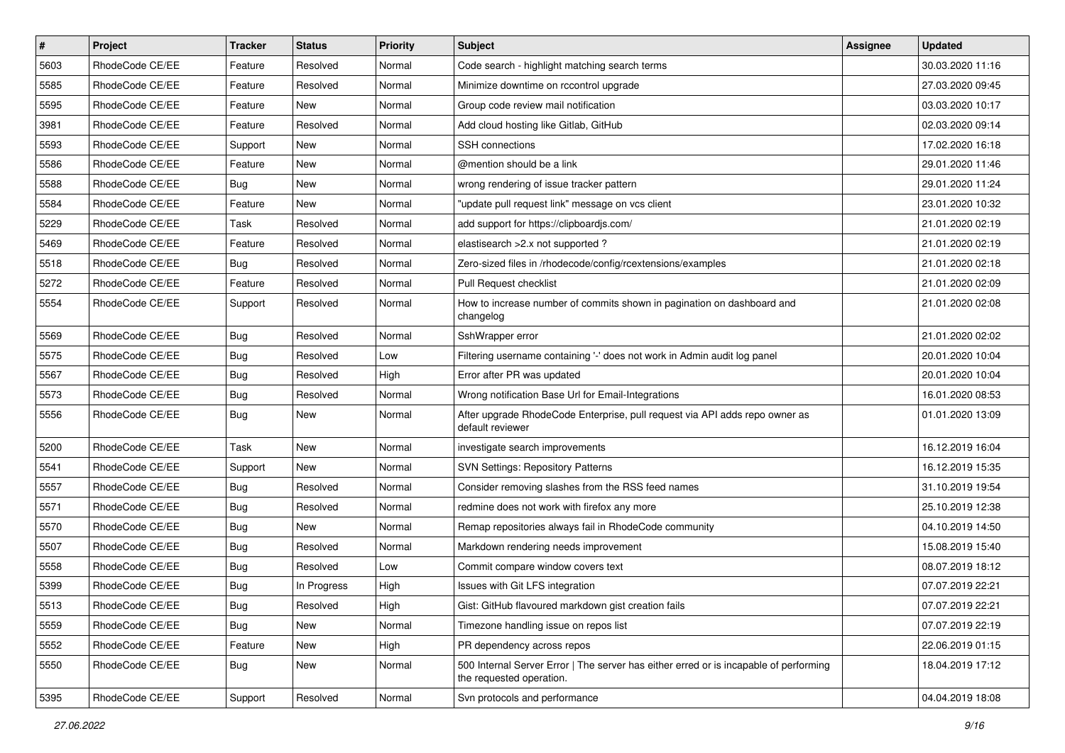| # | Project | Tracker | Status | Priority | Subject | Assignee | Updated |
|---|---|---|---|---|---|---|---|
| 5603 | RhodeCode CE/EE | Feature | Resolved | Normal | Code search - highlight matching search terms | | 30.03.2020 11:16 |
| 5585 | RhodeCode CE/EE | Feature | Resolved | Normal | Minimize downtime on rccontrol upgrade | | 27.03.2020 09:45 |
| 5595 | RhodeCode CE/EE | Feature | New | Normal | Group code review mail notification | | 03.03.2020 10:17 |
| 3981 | RhodeCode CE/EE | Feature | Resolved | Normal | Add cloud hosting like Gitlab, GitHub | | 02.03.2020 09:14 |
| 5593 | RhodeCode CE/EE | Support | New | Normal | SSH connections | | 17.02.2020 16:18 |
| 5586 | RhodeCode CE/EE | Feature | New | Normal | @mention should be a link | | 29.01.2020 11:46 |
| 5588 | RhodeCode CE/EE | Bug | New | Normal | wrong rendering of issue tracker pattern | | 29.01.2020 11:24 |
| 5584 | RhodeCode CE/EE | Feature | New | Normal | "update pull request link" message on vcs client | | 23.01.2020 10:32 |
| 5229 | RhodeCode CE/EE | Task | Resolved | Normal | add support for https://clipboardjs.com/ | | 21.01.2020 02:19 |
| 5469 | RhodeCode CE/EE | Feature | Resolved | Normal | elastisearch >2.x not supported ? | | 21.01.2020 02:19 |
| 5518 | RhodeCode CE/EE | Bug | Resolved | Normal | Zero-sized files in /rhodecode/config/rcextensions/examples | | 21.01.2020 02:18 |
| 5272 | RhodeCode CE/EE | Feature | Resolved | Normal | Pull Request checklist | | 21.01.2020 02:09 |
| 5554 | RhodeCode CE/EE | Support | Resolved | Normal | How to increase number of commits shown in pagination on dashboard and changelog | | 21.01.2020 02:08 |
| 5569 | RhodeCode CE/EE | Bug | Resolved | Normal | SshWrapper error | | 21.01.2020 02:02 |
| 5575 | RhodeCode CE/EE | Bug | Resolved | Low | Filtering username containing '-' does not work in Admin audit log panel | | 20.01.2020 10:04 |
| 5567 | RhodeCode CE/EE | Bug | Resolved | High | Error after PR was updated | | 20.01.2020 10:04 |
| 5573 | RhodeCode CE/EE | Bug | Resolved | Normal | Wrong notification Base Url for Email-Integrations | | 16.01.2020 08:53 |
| 5556 | RhodeCode CE/EE | Bug | New | Normal | After upgrade RhodeCode Enterprise, pull request via API adds repo owner as default reviewer | | 01.01.2020 13:09 |
| 5200 | RhodeCode CE/EE | Task | New | Normal | investigate search improvements | | 16.12.2019 16:04 |
| 5541 | RhodeCode CE/EE | Support | New | Normal | SVN Settings: Repository Patterns | | 16.12.2019 15:35 |
| 5557 | RhodeCode CE/EE | Bug | Resolved | Normal | Consider removing slashes from the RSS feed names | | 31.10.2019 19:54 |
| 5571 | RhodeCode CE/EE | Bug | Resolved | Normal | redmine does not work with firefox any more | | 25.10.2019 12:38 |
| 5570 | RhodeCode CE/EE | Bug | New | Normal | Remap repositories always fail in RhodeCode community | | 04.10.2019 14:50 |
| 5507 | RhodeCode CE/EE | Bug | Resolved | Normal | Markdown rendering needs improvement | | 15.08.2019 15:40 |
| 5558 | RhodeCode CE/EE | Bug | Resolved | Low | Commit compare window covers text | | 08.07.2019 18:12 |
| 5399 | RhodeCode CE/EE | Bug | In Progress | High | Issues with Git LFS integration | | 07.07.2019 22:21 |
| 5513 | RhodeCode CE/EE | Bug | Resolved | High | Gist: GitHub flavoured markdown gist creation fails | | 07.07.2019 22:21 |
| 5559 | RhodeCode CE/EE | Bug | New | Normal | Timezone handling issue on repos list | | 07.07.2019 22:19 |
| 5552 | RhodeCode CE/EE | Feature | New | High | PR dependency across repos | | 22.06.2019 01:15 |
| 5550 | RhodeCode CE/EE | Bug | New | Normal | 500 Internal Server Error \| The server has either erred or is incapable of performing the requested operation. | | 18.04.2019 17:12 |
| 5395 | RhodeCode CE/EE | Support | Resolved | Normal | Svn protocols and performance | | 04.04.2019 18:08 |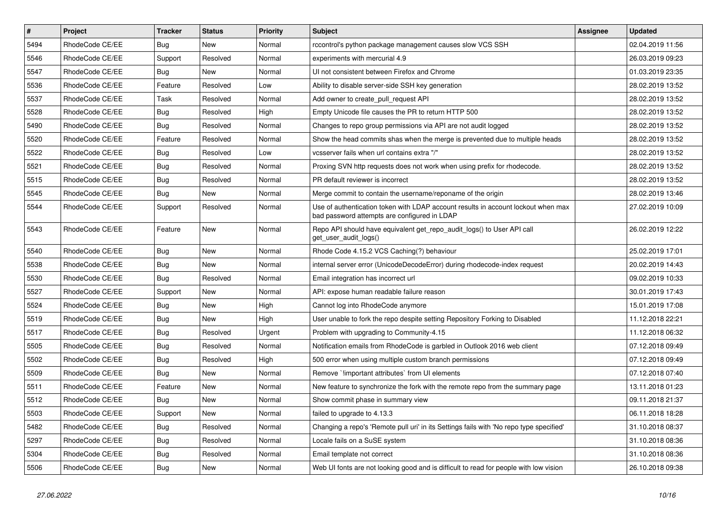| # | Project | Tracker | Status | Priority | Subject | Assignee | Updated |
|---|---|---|---|---|---|---|---|
| 5494 | RhodeCode CE/EE | Bug | New | Normal | rccontrol's python package management causes slow VCS SSH | | 02.04.2019 11:56 |
| 5546 | RhodeCode CE/EE | Support | Resolved | Normal | experiments with mercurial 4.9 | | 26.03.2019 09:23 |
| 5547 | RhodeCode CE/EE | Bug | New | Normal | UI not consistent between Firefox and Chrome | | 01.03.2019 23:35 |
| 5536 | RhodeCode CE/EE | Feature | Resolved | Low | Ability to disable server-side SSH key generation | | 28.02.2019 13:52 |
| 5537 | RhodeCode CE/EE | Task | Resolved | Normal | Add owner to create_pull_request API | | 28.02.2019 13:52 |
| 5528 | RhodeCode CE/EE | Bug | Resolved | High | Empty Unicode file causes the PR to return HTTP 500 | | 28.02.2019 13:52 |
| 5490 | RhodeCode CE/EE | Bug | Resolved | Normal | Changes to repo group permissions via API are not audit logged | | 28.02.2019 13:52 |
| 5520 | RhodeCode CE/EE | Feature | Resolved | Normal | Show the head commits shas when the merge is prevented due to multiple heads | | 28.02.2019 13:52 |
| 5522 | RhodeCode CE/EE | Bug | Resolved | Low | vcsserver fails when url contains extra "/" | | 28.02.2019 13:52 |
| 5521 | RhodeCode CE/EE | Bug | Resolved | Normal | Proxing SVN http requests does not work when using prefix for rhodecode. | | 28.02.2019 13:52 |
| 5515 | RhodeCode CE/EE | Bug | Resolved | Normal | PR default reviewer is incorrect | | 28.02.2019 13:52 |
| 5545 | RhodeCode CE/EE | Bug | New | Normal | Merge commit to contain the username/reponame of the origin | | 28.02.2019 13:46 |
| 5544 | RhodeCode CE/EE | Support | Resolved | Normal | Use of authentication token with LDAP account results in account lockout when max bad password attempts are configured in LDAP | | 27.02.2019 10:09 |
| 5543 | RhodeCode CE/EE | Feature | New | Normal | Repo API should have equivalent get_repo_audit_logs() to User API call get_user_audit_logs() | | 26.02.2019 12:22 |
| 5540 | RhodeCode CE/EE | Bug | New | Normal | Rhode Code 4.15.2 VCS Caching(?) behaviour | | 25.02.2019 17:01 |
| 5538 | RhodeCode CE/EE | Bug | New | Normal | internal server error (UnicodeDecodeError) during rhodecode-index request | | 20.02.2019 14:43 |
| 5530 | RhodeCode CE/EE | Bug | Resolved | Normal | Email integration has incorrect url | | 09.02.2019 10:33 |
| 5527 | RhodeCode CE/EE | Support | New | Normal | API: expose human readable failure reason | | 30.01.2019 17:43 |
| 5524 | RhodeCode CE/EE | Bug | New | High | Cannot log into RhodeCode anymore | | 15.01.2019 17:08 |
| 5519 | RhodeCode CE/EE | Bug | New | High | User unable to fork the repo despite setting Repository Forking to Disabled | | 11.12.2018 22:21 |
| 5517 | RhodeCode CE/EE | Bug | Resolved | Urgent | Problem with upgrading to Community-4.15 | | 11.12.2018 06:32 |
| 5505 | RhodeCode CE/EE | Bug | Resolved | Normal | Notification emails from RhodeCode is garbled in Outlook 2016 web client | | 07.12.2018 09:49 |
| 5502 | RhodeCode CE/EE | Bug | Resolved | High | 500 error when using multiple custom branch permissions | | 07.12.2018 09:49 |
| 5509 | RhodeCode CE/EE | Bug | New | Normal | Remove `!important attributes` from UI elements | | 07.12.2018 07:40 |
| 5511 | RhodeCode CE/EE | Feature | New | Normal | New feature to synchronize the fork with the remote repo from the summary page | | 13.11.2018 01:23 |
| 5512 | RhodeCode CE/EE | Bug | New | Normal | Show commit phase in summary view | | 09.11.2018 21:37 |
| 5503 | RhodeCode CE/EE | Support | New | Normal | failed to upgrade to 4.13.3 | | 06.11.2018 18:28 |
| 5482 | RhodeCode CE/EE | Bug | Resolved | Normal | Changing a repo's 'Remote pull uri' in its Settings fails with 'No repo type specified' | | 31.10.2018 08:37 |
| 5297 | RhodeCode CE/EE | Bug | Resolved | Normal | Locale fails on a SuSE system | | 31.10.2018 08:36 |
| 5304 | RhodeCode CE/EE | Bug | Resolved | Normal | Email template not correct | | 31.10.2018 08:36 |
| 5506 | RhodeCode CE/EE | Bug | New | Normal | Web UI fonts are not looking good and is difficult to read for people with low vision | | 26.10.2018 09:38 |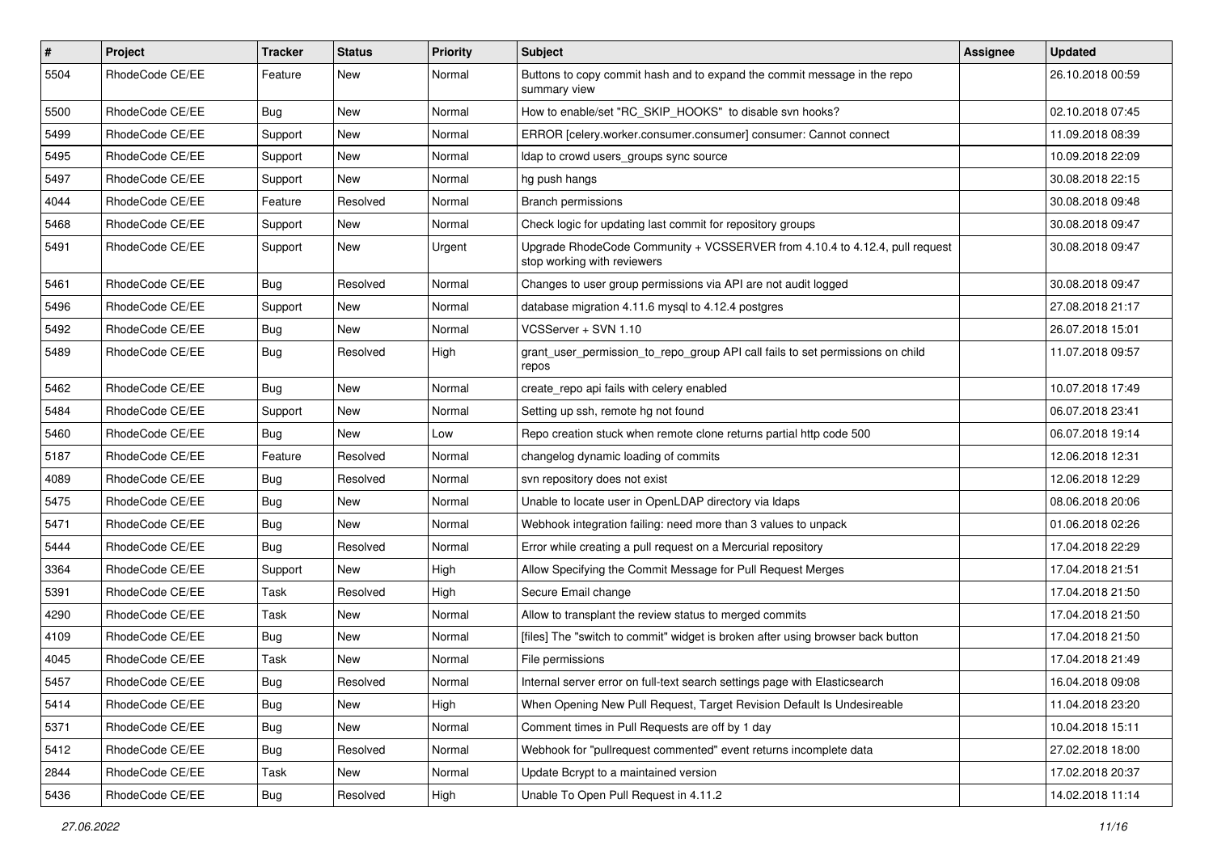| # | Project | Tracker | Status | Priority | Subject | Assignee | Updated |
|---|---|---|---|---|---|---|---|
| 5504 | RhodeCode CE/EE | Feature | New | Normal | Buttons to copy commit hash and to expand the commit message in the repo summary view | | 26.10.2018 00:59 |
| 5500 | RhodeCode CE/EE | Bug | New | Normal | How to enable/set "RC_SKIP_HOOKS" to disable svn hooks? | | 02.10.2018 07:45 |
| 5499 | RhodeCode CE/EE | Support | New | Normal | ERROR [celery.worker.consumer.consumer] consumer: Cannot connect | | 11.09.2018 08:39 |
| 5495 | RhodeCode CE/EE | Support | New | Normal | ldap to crowd users_groups sync source | | 10.09.2018 22:09 |
| 5497 | RhodeCode CE/EE | Support | New | Normal | hg push hangs | | 30.08.2018 22:15 |
| 4044 | RhodeCode CE/EE | Feature | Resolved | Normal | Branch permissions | | 30.08.2018 09:48 |
| 5468 | RhodeCode CE/EE | Support | New | Normal | Check logic for updating last commit for repository groups | | 30.08.2018 09:47 |
| 5491 | RhodeCode CE/EE | Support | New | Urgent | Upgrade RhodeCode Community + VCSSERVER from 4.10.4 to 4.12.4, pull request stop working with reviewers | | 30.08.2018 09:47 |
| 5461 | RhodeCode CE/EE | Bug | Resolved | Normal | Changes to user group permissions via API are not audit logged | | 30.08.2018 09:47 |
| 5496 | RhodeCode CE/EE | Support | New | Normal | database migration 4.11.6 mysql to 4.12.4 postgres | | 27.08.2018 21:17 |
| 5492 | RhodeCode CE/EE | Bug | New | Normal | VCSServer + SVN 1.10 | | 26.07.2018 15:01 |
| 5489 | RhodeCode CE/EE | Bug | Resolved | High | grant_user_permission_to_repo_group API call fails to set permissions on child repos | | 11.07.2018 09:57 |
| 5462 | RhodeCode CE/EE | Bug | New | Normal | create_repo api fails with celery enabled | | 10.07.2018 17:49 |
| 5484 | RhodeCode CE/EE | Support | New | Normal | Setting up ssh, remote hg not found | | 06.07.2018 23:41 |
| 5460 | RhodeCode CE/EE | Bug | New | Low | Repo creation stuck when remote clone returns partial http code 500 | | 06.07.2018 19:14 |
| 5187 | RhodeCode CE/EE | Feature | Resolved | Normal | changelog dynamic loading of commits | | 12.06.2018 12:31 |
| 4089 | RhodeCode CE/EE | Bug | Resolved | Normal | svn repository does not exist | | 12.06.2018 12:29 |
| 5475 | RhodeCode CE/EE | Bug | New | Normal | Unable to locate user in OpenLDAP directory via ldaps | | 08.06.2018 20:06 |
| 5471 | RhodeCode CE/EE | Bug | New | Normal | Webhook integration failing: need more than 3 values to unpack | | 01.06.2018 02:26 |
| 5444 | RhodeCode CE/EE | Bug | Resolved | Normal | Error while creating a pull request on a Mercurial repository | | 17.04.2018 22:29 |
| 3364 | RhodeCode CE/EE | Support | New | High | Allow Specifying the Commit Message for Pull Request Merges | | 17.04.2018 21:51 |
| 5391 | RhodeCode CE/EE | Task | Resolved | High | Secure Email change | | 17.04.2018 21:50 |
| 4290 | RhodeCode CE/EE | Task | New | Normal | Allow to transplant the review status to merged commits | | 17.04.2018 21:50 |
| 4109 | RhodeCode CE/EE | Bug | New | Normal | [files] The "switch to commit" widget is broken after using browser back button | | 17.04.2018 21:50 |
| 4045 | RhodeCode CE/EE | Task | New | Normal | File permissions | | 17.04.2018 21:49 |
| 5457 | RhodeCode CE/EE | Bug | Resolved | Normal | Internal server error on full-text search settings page with Elasticsearch | | 16.04.2018 09:08 |
| 5414 | RhodeCode CE/EE | Bug | New | High | When Opening New Pull Request, Target Revision Default Is Undesireable | | 11.04.2018 23:20 |
| 5371 | RhodeCode CE/EE | Bug | New | Normal | Comment times in Pull Requests are off by 1 day | | 10.04.2018 15:11 |
| 5412 | RhodeCode CE/EE | Bug | Resolved | Normal | Webhook for "pullrequest commented" event returns incomplete data | | 27.02.2018 18:00 |
| 2844 | RhodeCode CE/EE | Task | New | Normal | Update Bcrypt to a maintained version | | 17.02.2018 20:37 |
| 5436 | RhodeCode CE/EE | Bug | Resolved | High | Unable To Open Pull Request in 4.11.2 | | 14.02.2018 11:14 |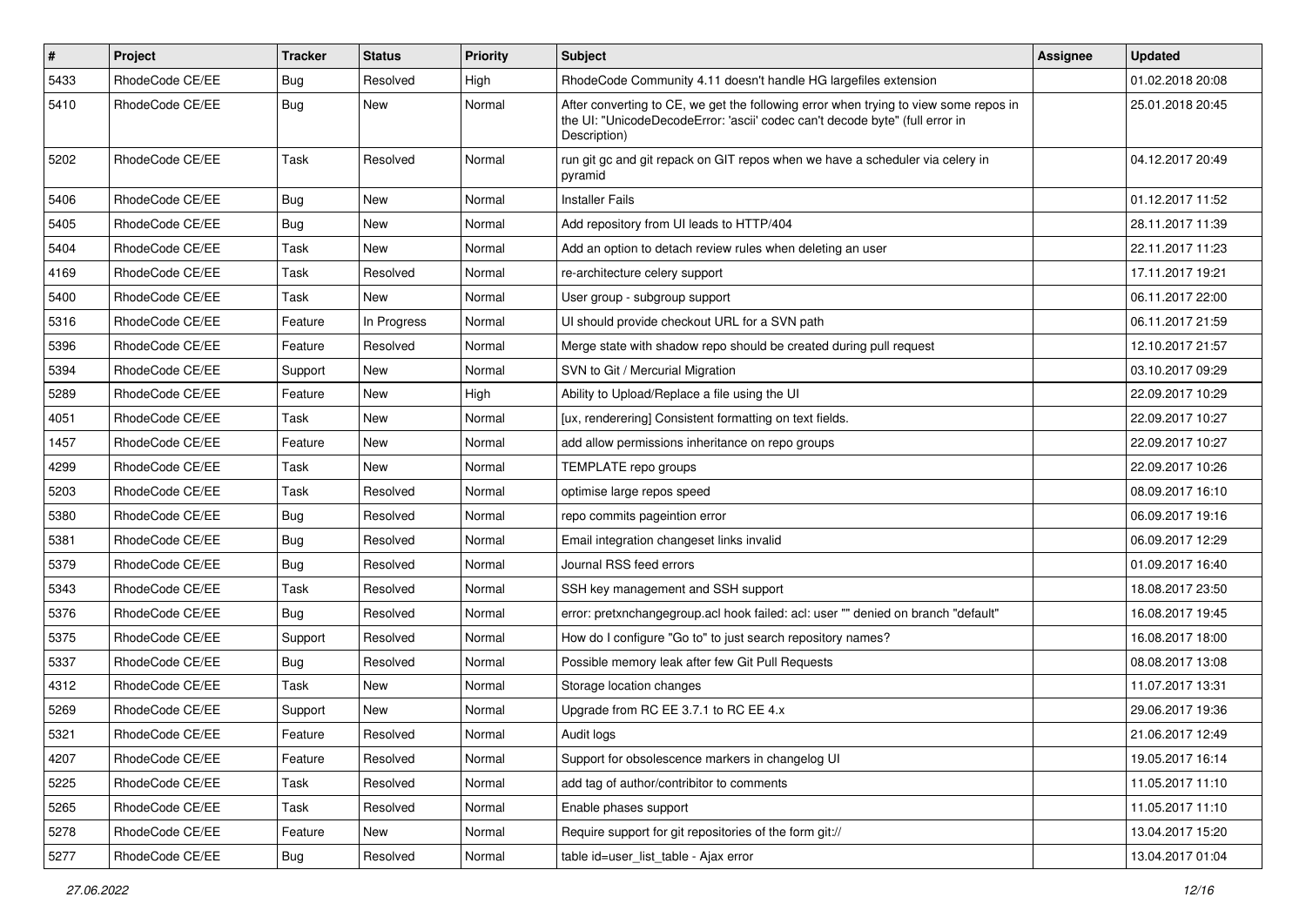| # | Project | Tracker | Status | Priority | Subject | Assignee | Updated |
|---|---|---|---|---|---|---|---|
| 5433 | RhodeCode CE/EE | Bug | Resolved | High | RhodeCode Community 4.11 doesn't handle HG largefiles extension | | 01.02.2018 20:08 |
| 5410 | RhodeCode CE/EE | Bug | New | Normal | After converting to CE, we get the following error when trying to view some repos in the UI: "UnicodeDecodeError: 'ascii' codec can't decode byte" (full error in Description) | | 25.01.2018 20:45 |
| 5202 | RhodeCode CE/EE | Task | Resolved | Normal | run git gc and git repack on GIT repos when we have a scheduler via celery in pyramid | | 04.12.2017 20:49 |
| 5406 | RhodeCode CE/EE | Bug | New | Normal | Installer Fails | | 01.12.2017 11:52 |
| 5405 | RhodeCode CE/EE | Bug | New | Normal | Add repository from UI leads to HTTP/404 | | 28.11.2017 11:39 |
| 5404 | RhodeCode CE/EE | Task | New | Normal | Add an option to detach review rules when deleting an user | | 22.11.2017 11:23 |
| 4169 | RhodeCode CE/EE | Task | Resolved | Normal | re-architecture celery support | | 17.11.2017 19:21 |
| 5400 | RhodeCode CE/EE | Task | New | Normal | User group - subgroup support | | 06.11.2017 22:00 |
| 5316 | RhodeCode CE/EE | Feature | In Progress | Normal | UI should provide checkout URL for a SVN path | | 06.11.2017 21:59 |
| 5396 | RhodeCode CE/EE | Feature | Resolved | Normal | Merge state with shadow repo should be created during pull request | | 12.10.2017 21:57 |
| 5394 | RhodeCode CE/EE | Support | New | Normal | SVN to Git / Mercurial Migration | | 03.10.2017 09:29 |
| 5289 | RhodeCode CE/EE | Feature | New | High | Ability to Upload/Replace a file using the UI | | 22.09.2017 10:29 |
| 4051 | RhodeCode CE/EE | Task | New | Normal | [ux, renderering] Consistent formatting on text fields. | | 22.09.2017 10:27 |
| 1457 | RhodeCode CE/EE | Feature | New | Normal | add allow permissions inheritance on repo groups | | 22.09.2017 10:27 |
| 4299 | RhodeCode CE/EE | Task | New | Normal | TEMPLATE repo groups | | 22.09.2017 10:26 |
| 5203 | RhodeCode CE/EE | Task | Resolved | Normal | optimise large repos speed | | 08.09.2017 16:10 |
| 5380 | RhodeCode CE/EE | Bug | Resolved | Normal | repo commits pageintion error | | 06.09.2017 19:16 |
| 5381 | RhodeCode CE/EE | Bug | Resolved | Normal | Email integration changeset links invalid | | 06.09.2017 12:29 |
| 5379 | RhodeCode CE/EE | Bug | Resolved | Normal | Journal RSS feed errors | | 01.09.2017 16:40 |
| 5343 | RhodeCode CE/EE | Task | Resolved | Normal | SSH key management and SSH support | | 18.08.2017 23:50 |
| 5376 | RhodeCode CE/EE | Bug | Resolved | Normal | error: pretxnchangegroup.acl hook failed: acl: user "" denied on branch "default" | | 16.08.2017 19:45 |
| 5375 | RhodeCode CE/EE | Support | Resolved | Normal | How do I configure "Go to" to just search repository names? | | 16.08.2017 18:00 |
| 5337 | RhodeCode CE/EE | Bug | Resolved | Normal | Possible memory leak after few Git Pull Requests | | 08.08.2017 13:08 |
| 4312 | RhodeCode CE/EE | Task | New | Normal | Storage location changes | | 11.07.2017 13:31 |
| 5269 | RhodeCode CE/EE | Support | New | Normal | Upgrade from RC EE 3.7.1 to RC EE 4.x | | 29.06.2017 19:36 |
| 5321 | RhodeCode CE/EE | Feature | Resolved | Normal | Audit logs | | 21.06.2017 12:49 |
| 4207 | RhodeCode CE/EE | Feature | Resolved | Normal | Support for obsolescence markers in changelog UI | | 19.05.2017 16:14 |
| 5225 | RhodeCode CE/EE | Task | Resolved | Normal | add tag of author/contribitor to comments | | 11.05.2017 11:10 |
| 5265 | RhodeCode CE/EE | Task | Resolved | Normal | Enable phases support | | 11.05.2017 11:10 |
| 5278 | RhodeCode CE/EE | Feature | New | Normal | Require support for git repositories of the form git:// | | 13.04.2017 15:20 |
| 5277 | RhodeCode CE/EE | Bug | Resolved | Normal | table id=user_list_table - Ajax error | | 13.04.2017 01:04 |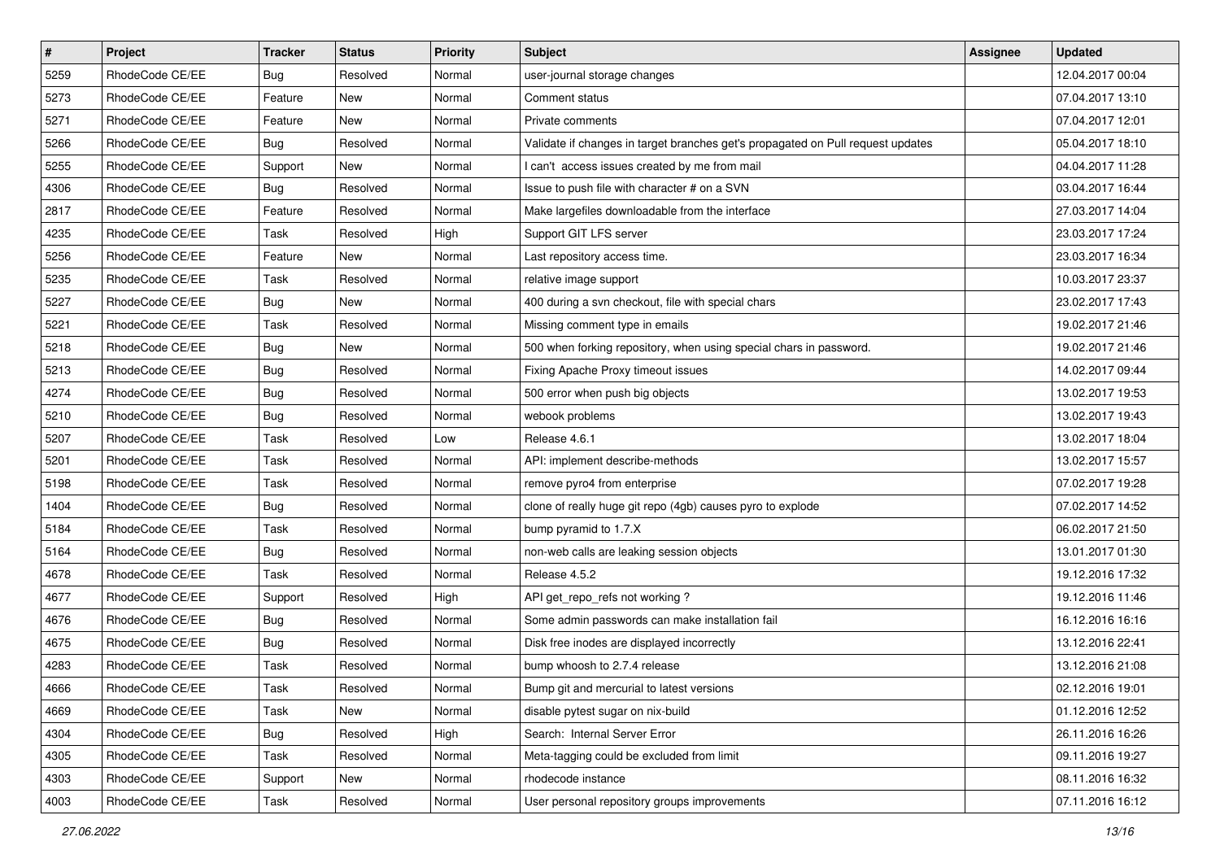| # | Project | Tracker | Status | Priority | Subject | Assignee | Updated |
|---|---|---|---|---|---|---|---|
| 5259 | RhodeCode CE/EE | Bug | Resolved | Normal | user-journal storage changes | | 12.04.2017 00:04 |
| 5273 | RhodeCode CE/EE | Feature | New | Normal | Comment status | | 07.04.2017 13:10 |
| 5271 | RhodeCode CE/EE | Feature | New | Normal | Private comments | | 07.04.2017 12:01 |
| 5266 | RhodeCode CE/EE | Bug | Resolved | Normal | Validate if changes in target branches get's propagated on Pull request updates | | 05.04.2017 18:10 |
| 5255 | RhodeCode CE/EE | Support | New | Normal | I can't  access issues created by me from mail | | 04.04.2017 11:28 |
| 4306 | RhodeCode CE/EE | Bug | Resolved | Normal | Issue to push file with character # on a SVN | | 03.04.2017 16:44 |
| 2817 | RhodeCode CE/EE | Feature | Resolved | Normal | Make largefiles downloadable from the interface | | 27.03.2017 14:04 |
| 4235 | RhodeCode CE/EE | Task | Resolved | High | Support GIT LFS server | | 23.03.2017 17:24 |
| 5256 | RhodeCode CE/EE | Feature | New | Normal | Last repository access time. | | 23.03.2017 16:34 |
| 5235 | RhodeCode CE/EE | Task | Resolved | Normal | relative image support | | 10.03.2017 23:37 |
| 5227 | RhodeCode CE/EE | Bug | New | Normal | 400 during a svn checkout, file with special chars | | 23.02.2017 17:43 |
| 5221 | RhodeCode CE/EE | Task | Resolved | Normal | Missing comment type in emails | | 19.02.2017 21:46 |
| 5218 | RhodeCode CE/EE | Bug | New | Normal | 500 when forking repository, when using special chars in password. | | 19.02.2017 21:46 |
| 5213 | RhodeCode CE/EE | Bug | Resolved | Normal | Fixing Apache Proxy timeout issues | | 14.02.2017 09:44 |
| 4274 | RhodeCode CE/EE | Bug | Resolved | Normal | 500 error when push big objects | | 13.02.2017 19:53 |
| 5210 | RhodeCode CE/EE | Bug | Resolved | Normal | webook problems | | 13.02.2017 19:43 |
| 5207 | RhodeCode CE/EE | Task | Resolved | Low | Release 4.6.1 | | 13.02.2017 18:04 |
| 5201 | RhodeCode CE/EE | Task | Resolved | Normal | API: implement describe-methods | | 13.02.2017 15:57 |
| 5198 | RhodeCode CE/EE | Task | Resolved | Normal | remove pyro4 from enterprise | | 07.02.2017 19:28 |
| 1404 | RhodeCode CE/EE | Bug | Resolved | Normal | clone of really huge git repo (4gb) causes pyro to explode | | 07.02.2017 14:52 |
| 5184 | RhodeCode CE/EE | Task | Resolved | Normal | bump pyramid to 1.7.X | | 06.02.2017 21:50 |
| 5164 | RhodeCode CE/EE | Bug | Resolved | Normal | non-web calls are leaking session objects | | 13.01.2017 01:30 |
| 4678 | RhodeCode CE/EE | Task | Resolved | Normal | Release 4.5.2 | | 19.12.2016 17:32 |
| 4677 | RhodeCode CE/EE | Support | Resolved | High | API get_repo_refs not working ? | | 19.12.2016 11:46 |
| 4676 | RhodeCode CE/EE | Bug | Resolved | Normal | Some admin passwords can make installation fail | | 16.12.2016 16:16 |
| 4675 | RhodeCode CE/EE | Bug | Resolved | Normal | Disk free inodes are displayed incorrectly | | 13.12.2016 22:41 |
| 4283 | RhodeCode CE/EE | Task | Resolved | Normal | bump whoosh to 2.7.4 release | | 13.12.2016 21:08 |
| 4666 | RhodeCode CE/EE | Task | Resolved | Normal | Bump git and mercurial to latest versions | | 02.12.2016 19:01 |
| 4669 | RhodeCode CE/EE | Task | New | Normal | disable pytest sugar on nix-build | | 01.12.2016 12:52 |
| 4304 | RhodeCode CE/EE | Bug | Resolved | High | Search:  Internal Server Error | | 26.11.2016 16:26 |
| 4305 | RhodeCode CE/EE | Task | Resolved | Normal | Meta-tagging could be excluded from limit | | 09.11.2016 19:27 |
| 4303 | RhodeCode CE/EE | Support | New | Normal | rhodecode instance | | 08.11.2016 16:32 |
| 4003 | RhodeCode CE/EE | Task | Resolved | Normal | User personal repository groups improvements | | 07.11.2016 16:12 |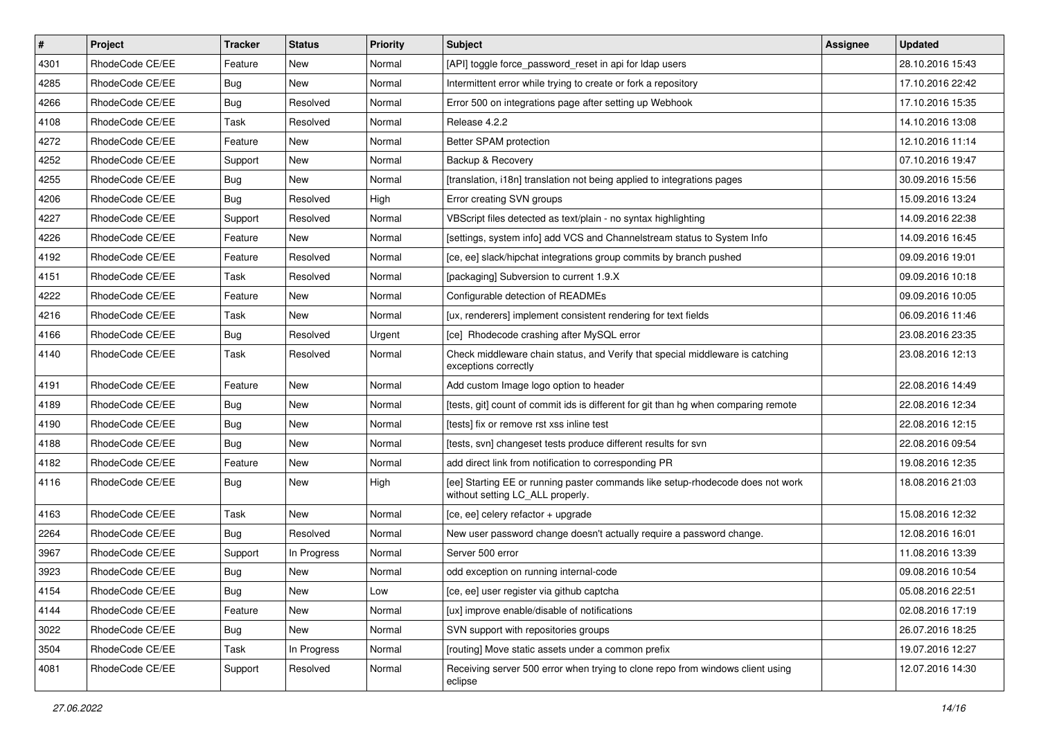| # | Project | Tracker | Status | Priority | Subject | Assignee | Updated |
|---|---|---|---|---|---|---|---|
| 4301 | RhodeCode CE/EE | Feature | New | Normal | [API] toggle force_password_reset in api for ldap users | | 28.10.2016 15:43 |
| 4285 | RhodeCode CE/EE | Bug | New | Normal | Intermittent error while trying to create or fork a repository | | 17.10.2016 22:42 |
| 4266 | RhodeCode CE/EE | Bug | Resolved | Normal | Error 500 on integrations page after setting up Webhook | | 17.10.2016 15:35 |
| 4108 | RhodeCode CE/EE | Task | Resolved | Normal | Release 4.2.2 | | 14.10.2016 13:08 |
| 4272 | RhodeCode CE/EE | Feature | New | Normal | Better SPAM protection | | 12.10.2016 11:14 |
| 4252 | RhodeCode CE/EE | Support | New | Normal | Backup & Recovery | | 07.10.2016 19:47 |
| 4255 | RhodeCode CE/EE | Bug | New | Normal | [translation, i18n] translation not being applied to integrations pages | | 30.09.2016 15:56 |
| 4206 | RhodeCode CE/EE | Bug | Resolved | High | Error creating SVN groups | | 15.09.2016 13:24 |
| 4227 | RhodeCode CE/EE | Support | Resolved | Normal | VBScript files detected as text/plain - no syntax highlighting | | 14.09.2016 22:38 |
| 4226 | RhodeCode CE/EE | Feature | New | Normal | [settings, system info] add VCS and Channelstream status to System Info | | 14.09.2016 16:45 |
| 4192 | RhodeCode CE/EE | Feature | Resolved | Normal | [ce, ee] slack/hipchat integrations group commits by branch pushed | | 09.09.2016 19:01 |
| 4151 | RhodeCode CE/EE | Task | Resolved | Normal | [packaging] Subversion to current 1.9.X | | 09.09.2016 10:18 |
| 4222 | RhodeCode CE/EE | Feature | New | Normal | Configurable detection of READMEs | | 09.09.2016 10:05 |
| 4216 | RhodeCode CE/EE | Task | New | Normal | [ux, renderers] implement consistent rendering for text fields | | 06.09.2016 11:46 |
| 4166 | RhodeCode CE/EE | Bug | Resolved | Urgent | [ce] Rhodecode crashing after MySQL error | | 23.08.2016 23:35 |
| 4140 | RhodeCode CE/EE | Task | Resolved | Normal | Check middleware chain status, and Verify that special middleware is catching exceptions correctly | | 23.08.2016 12:13 |
| 4191 | RhodeCode CE/EE | Feature | New | Normal | Add custom Image logo option to header | | 22.08.2016 14:49 |
| 4189 | RhodeCode CE/EE | Bug | New | Normal | [tests, git] count of commit ids is different for git than hg when comparing remote | | 22.08.2016 12:34 |
| 4190 | RhodeCode CE/EE | Bug | New | Normal | [tests] fix or remove rst xss inline test | | 22.08.2016 12:15 |
| 4188 | RhodeCode CE/EE | Bug | New | Normal | [tests, svn] changeset tests produce different results for svn | | 22.08.2016 09:54 |
| 4182 | RhodeCode CE/EE | Feature | New | Normal | add direct link from notification to corresponding PR | | 19.08.2016 12:35 |
| 4116 | RhodeCode CE/EE | Bug | New | High | [ee] Starting EE or running paster commands like setup-rhodecode does not work without setting LC_ALL properly. | | 18.08.2016 21:03 |
| 4163 | RhodeCode CE/EE | Task | New | Normal | [ce, ee] celery refactor + upgrade | | 15.08.2016 12:32 |
| 2264 | RhodeCode CE/EE | Bug | Resolved | Normal | New user password change doesn't actually require a password change. | | 12.08.2016 16:01 |
| 3967 | RhodeCode CE/EE | Support | In Progress | Normal | Server 500 error | | 11.08.2016 13:39 |
| 3923 | RhodeCode CE/EE | Bug | New | Normal | odd exception on running internal-code | | 09.08.2016 10:54 |
| 4154 | RhodeCode CE/EE | Bug | New | Low | [ce, ee] user register via github captcha | | 05.08.2016 22:51 |
| 4144 | RhodeCode CE/EE | Feature | New | Normal | [ux] improve enable/disable of notifications | | 02.08.2016 17:19 |
| 3022 | RhodeCode CE/EE | Bug | New | Normal | SVN support with repositories groups | | 26.07.2016 18:25 |
| 3504 | RhodeCode CE/EE | Task | In Progress | Normal | [routing] Move static assets under a common prefix | | 19.07.2016 12:27 |
| 4081 | RhodeCode CE/EE | Support | Resolved | Normal | Receiving server 500 error when trying to clone repo from windows client using eclipse | | 12.07.2016 14:30 |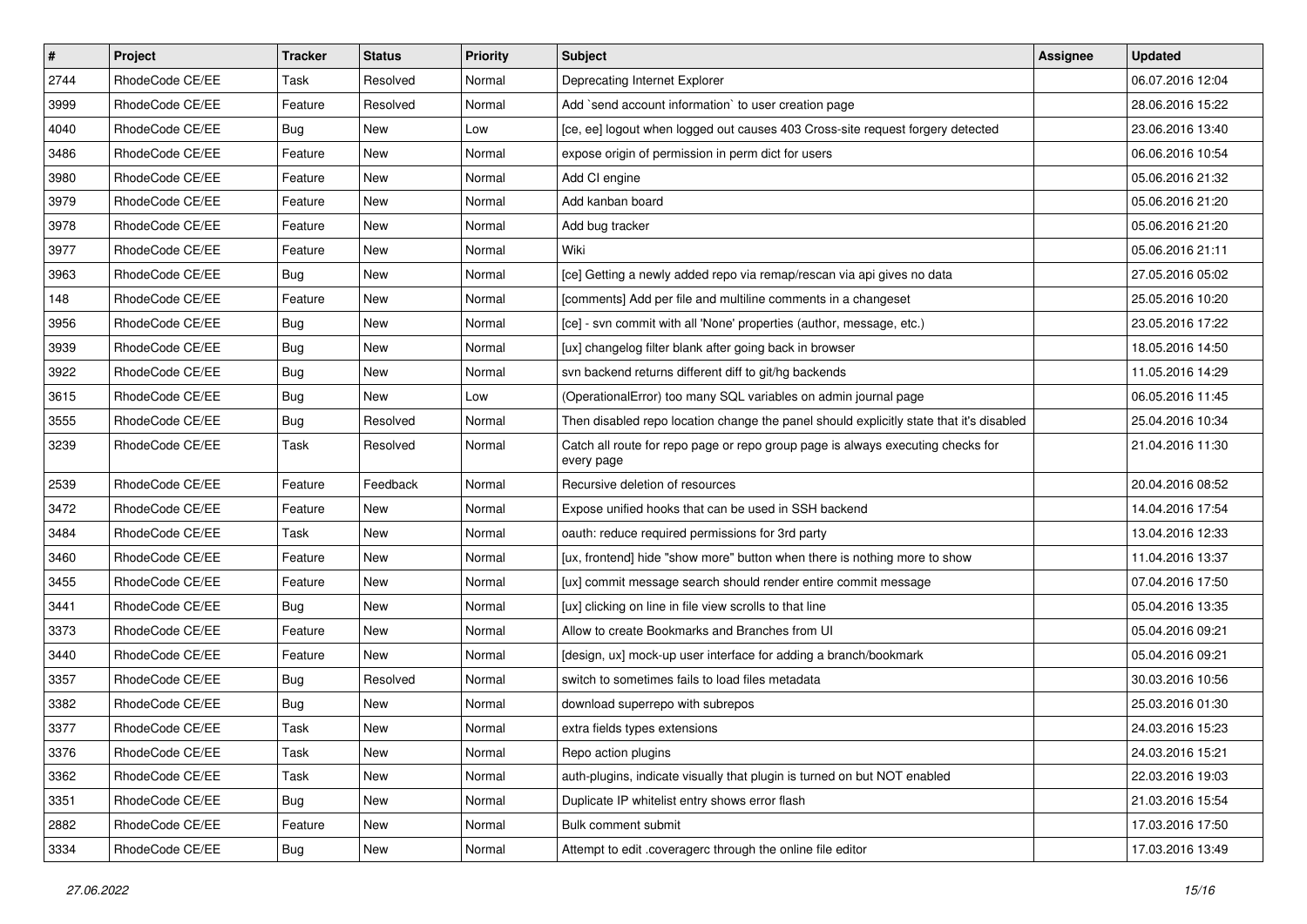| # | Project | Tracker | Status | Priority | Subject | Assignee | Updated |
|---|---|---|---|---|---|---|---|
| 2744 | RhodeCode CE/EE | Task | Resolved | Normal | Deprecating Internet Explorer | | 06.07.2016 12:04 |
| 3999 | RhodeCode CE/EE | Feature | Resolved | Normal | Add `send account information` to user creation page | | 28.06.2016 15:22 |
| 4040 | RhodeCode CE/EE | Bug | New | Low | [ce, ee] logout when logged out causes 403 Cross-site request forgery detected | | 23.06.2016 13:40 |
| 3486 | RhodeCode CE/EE | Feature | New | Normal | expose origin of permission in perm dict for users | | 06.06.2016 10:54 |
| 3980 | RhodeCode CE/EE | Feature | New | Normal | Add CI engine | | 05.06.2016 21:32 |
| 3979 | RhodeCode CE/EE | Feature | New | Normal | Add kanban board | | 05.06.2016 21:20 |
| 3978 | RhodeCode CE/EE | Feature | New | Normal | Add bug tracker | | 05.06.2016 21:20 |
| 3977 | RhodeCode CE/EE | Feature | New | Normal | Wiki | | 05.06.2016 21:11 |
| 3963 | RhodeCode CE/EE | Bug | New | Normal | [ce] Getting a newly added repo via remap/rescan via api gives no data | | 27.05.2016 05:02 |
| 148 | RhodeCode CE/EE | Feature | New | Normal | [comments] Add per file and multiline comments in a changeset | | 25.05.2016 10:20 |
| 3956 | RhodeCode CE/EE | Bug | New | Normal | [ce] - svn commit with all 'None' properties (author, message, etc.) | | 23.05.2016 17:22 |
| 3939 | RhodeCode CE/EE | Bug | New | Normal | [ux] changelog filter blank after going back in browser | | 18.05.2016 14:50 |
| 3922 | RhodeCode CE/EE | Bug | New | Normal | svn backend returns different diff to git/hg backends | | 11.05.2016 14:29 |
| 3615 | RhodeCode CE/EE | Bug | New | Low | (OperationalError) too many SQL variables on admin journal page | | 06.05.2016 11:45 |
| 3555 | RhodeCode CE/EE | Bug | Resolved | Normal | Then disabled repo location change the panel should explicitly state that it's disabled | | 25.04.2016 10:34 |
| 3239 | RhodeCode CE/EE | Task | Resolved | Normal | Catch all route for repo page or repo group page is always executing checks for every page | | 21.04.2016 11:30 |
| 2539 | RhodeCode CE/EE | Feature | Feedback | Normal | Recursive deletion of resources | | 20.04.2016 08:52 |
| 3472 | RhodeCode CE/EE | Feature | New | Normal | Expose unified hooks that can be used in SSH backend | | 14.04.2016 17:54 |
| 3484 | RhodeCode CE/EE | Task | New | Normal | oauth: reduce required permissions for 3rd party | | 13.04.2016 12:33 |
| 3460 | RhodeCode CE/EE | Feature | New | Normal | [ux, frontend] hide "show more" button when there is nothing more to show | | 11.04.2016 13:37 |
| 3455 | RhodeCode CE/EE | Feature | New | Normal | [ux] commit message search should render entire commit message | | 07.04.2016 17:50 |
| 3441 | RhodeCode CE/EE | Bug | New | Normal | [ux] clicking on line in file view scrolls to that line | | 05.04.2016 13:35 |
| 3373 | RhodeCode CE/EE | Feature | New | Normal | Allow to create Bookmarks and Branches from UI | | 05.04.2016 09:21 |
| 3440 | RhodeCode CE/EE | Feature | New | Normal | [design, ux] mock-up user interface for adding a branch/bookmark | | 05.04.2016 09:21 |
| 3357 | RhodeCode CE/EE | Bug | Resolved | Normal | switch to sometimes fails to load files metadata | | 30.03.2016 10:56 |
| 3382 | RhodeCode CE/EE | Bug | New | Normal | download superrepo with subrepos | | 25.03.2016 01:30 |
| 3377 | RhodeCode CE/EE | Task | New | Normal | extra fields types extensions | | 24.03.2016 15:23 |
| 3376 | RhodeCode CE/EE | Task | New | Normal | Repo action plugins | | 24.03.2016 15:21 |
| 3362 | RhodeCode CE/EE | Task | New | Normal | auth-plugins, indicate visually that plugin is turned on but NOT enabled | | 22.03.2016 19:03 |
| 3351 | RhodeCode CE/EE | Bug | New | Normal | Duplicate IP whitelist entry shows error flash | | 21.03.2016 15:54 |
| 2882 | RhodeCode CE/EE | Feature | New | Normal | Bulk comment submit | | 17.03.2016 17:50 |
| 3334 | RhodeCode CE/EE | Bug | New | Normal | Attempt to edit .coveragerc through the online file editor | | 17.03.2016 13:49 |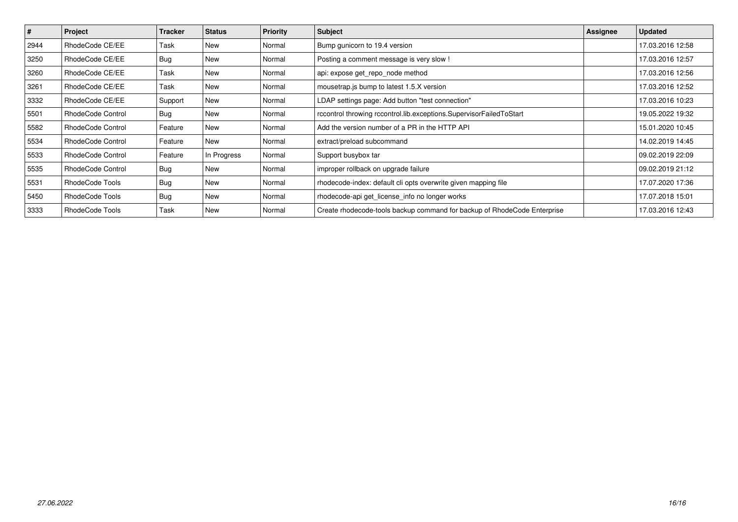| # | Project | Tracker | Status | Priority | Subject | Assignee | Updated |
| --- | --- | --- | --- | --- | --- | --- | --- |
| 2944 | RhodeCode CE/EE | Task | New | Normal | Bump gunicorn to 19.4 version | | 17.03.2016 12:58 |
| 3250 | RhodeCode CE/EE | Bug | New | Normal | Posting a comment message is very slow ! | | 17.03.2016 12:57 |
| 3260 | RhodeCode CE/EE | Task | New | Normal | api: expose get_repo_node method | | 17.03.2016 12:56 |
| 3261 | RhodeCode CE/EE | Task | New | Normal | mousetrap.js bump to latest 1.5.X version | | 17.03.2016 12:52 |
| 3332 | RhodeCode CE/EE | Support | New | Normal | LDAP settings page: Add button "test connection" | | 17.03.2016 10:23 |
| 5501 | RhodeCode Control | Bug | New | Normal | rccontrol throwing rccontrol.lib.exceptions.SupervisorFailedToStart | | 19.05.2022 19:32 |
| 5582 | RhodeCode Control | Feature | New | Normal | Add the version number of a PR in the HTTP API | | 15.01.2020 10:45 |
| 5534 | RhodeCode Control | Feature | New | Normal | extract/preload subcommand | | 14.02.2019 14:45 |
| 5533 | RhodeCode Control | Feature | In Progress | Normal | Support busybox tar | | 09.02.2019 22:09 |
| 5535 | RhodeCode Control | Bug | New | Normal | improper rollback on upgrade failure | | 09.02.2019 21:12 |
| 5531 | RhodeCode Tools | Bug | New | Normal | rhodecode-index: default cli opts overwrite given mapping file | | 17.07.2020 17:36 |
| 5450 | RhodeCode Tools | Bug | New | Normal | rhodecode-api get_license_info no longer works | | 17.07.2018 15:01 |
| 3333 | RhodeCode Tools | Task | New | Normal | Create rhodecode-tools backup command for backup of RhodeCode Enterprise | | 17.03.2016 12:43 |